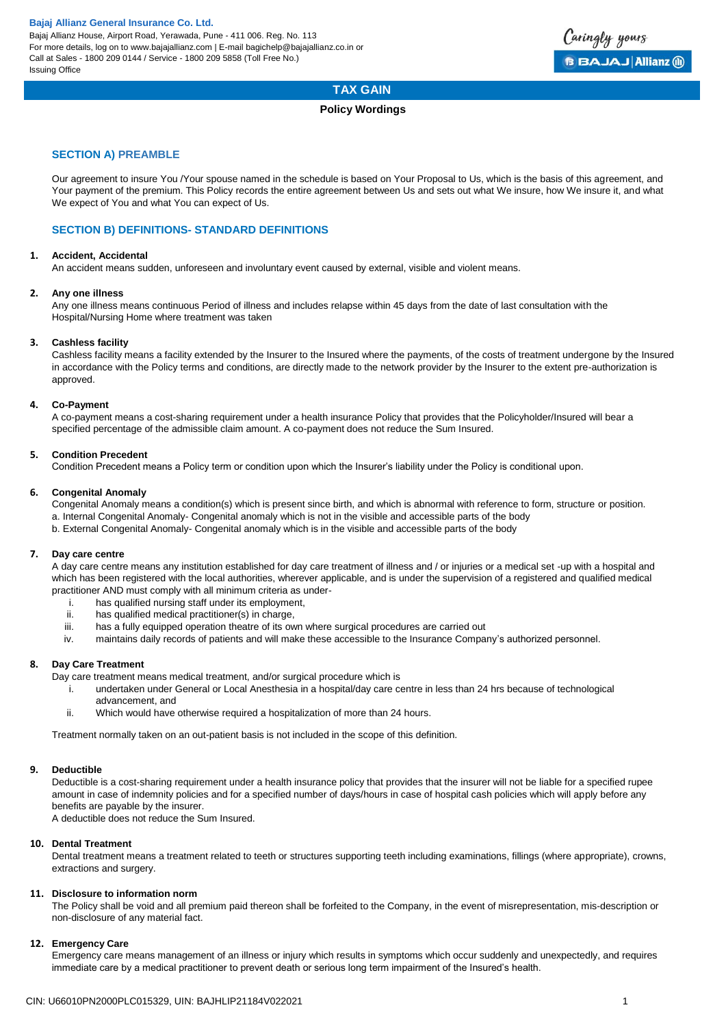**Bajaj Allianz General Insurance Co. Ltd.**
Bajaj Allianz House, Airport Road, Yerawada, Pune - 411 006. Reg. No. 113
For more details, log on to www.bajajallianz.com | E-mail bagichelp@bajajallianz.co.in or
Call at Sales - 1800 209 0144 / Service - 1800 209 5858 (Toll Free No.)
Issuing Office

# TAX GAIN

**Policy Wordings**

## SECTION A) PREAMBLE

Our agreement to insure You /Your spouse named in the schedule is based on Your Proposal to Us, which is the basis of this agreement, and Your payment of the premium. This Policy records the entire agreement between Us and sets out what We insure, how We insure it, and what We expect of You and what You can expect of Us.

## SECTION B) DEFINITIONS- STANDARD DEFINITIONS

**1. Accident, Accidental**
An accident means sudden, unforeseen and involuntary event caused by external, visible and violent means.

**2. Any one illness**
Any one illness means continuous Period of illness and includes relapse within 45 days from the date of last consultation with the Hospital/Nursing Home where treatment was taken

**3. Cashless facility**
Cashless facility means a facility extended by the Insurer to the Insured where the payments, of the costs of treatment undergone by the Insured in accordance with the Policy terms and conditions, are directly made to the network provider by the Insurer to the extent pre-authorization is approved.

**4. Co-Payment**
A co-payment means a cost-sharing requirement under a health insurance Policy that provides that the Policyholder/Insured will bear a specified percentage of the admissible claim amount. A co-payment does not reduce the Sum Insured.

**5. Condition Precedent**
Condition Precedent means a Policy term or condition upon which the Insurer's liability under the Policy is conditional upon.

**6. Congenital Anomaly**
Congenital Anomaly means a condition(s) which is present since birth, and which is abnormal with reference to form, structure or position.
a. Internal Congenital Anomaly- Congenital anomaly which is not in the visible and accessible parts of the body
b. External Congenital Anomaly- Congenital anomaly which is in the visible and accessible parts of the body

**7. Day care centre**
A day care centre means any institution established for day care treatment of illness and / or injuries or a medical set -up with a hospital and which has been registered with the local authorities, wherever applicable, and is under the supervision of a registered and qualified medical practitioner AND must comply with all minimum criteria as under-

i. has qualified nursing staff under its employment,
ii. has qualified medical practitioner(s) in charge,
iii. has a fully equipped operation theatre of its own where surgical procedures are carried out
iv. maintains daily records of patients and will make these accessible to the Insurance Company's authorized personnel.

**8. Day Care Treatment**
Day care treatment means medical treatment, and/or surgical procedure which is

i. undertaken under General or Local Anesthesia in a hospital/day care centre in less than 24 hrs because of technological advancement, and
ii. Which would have otherwise required a hospitalization of more than 24 hours.

Treatment normally taken on an out-patient basis is not included in the scope of this definition.

**9. Deductible**
Deductible is a cost-sharing requirement under a health insurance policy that provides that the insurer will not be liable for a specified rupee amount in case of indemnity policies and for a specified number of days/hours in case of hospital cash policies which will apply before any benefits are payable by the insurer.
A deductible does not reduce the Sum Insured.

**10. Dental Treatment**
Dental treatment means a treatment related to teeth or structures supporting teeth including examinations, fillings (where appropriate), crowns, extractions and surgery.

**11. Disclosure to information norm**
The Policy shall be void and all premium paid thereon shall be forfeited to the Company, in the event of misrepresentation, mis-description or non-disclosure of any material fact.

**12. Emergency Care**
Emergency care means management of an illness or injury which results in symptoms which occur suddenly and unexpectedly, and requires immediate care by a medical practitioner to prevent death or serious long term impairment of the Insured's health.

CIN: U66010PN2000PLC015329, UIN: BAJHLIP21184V022021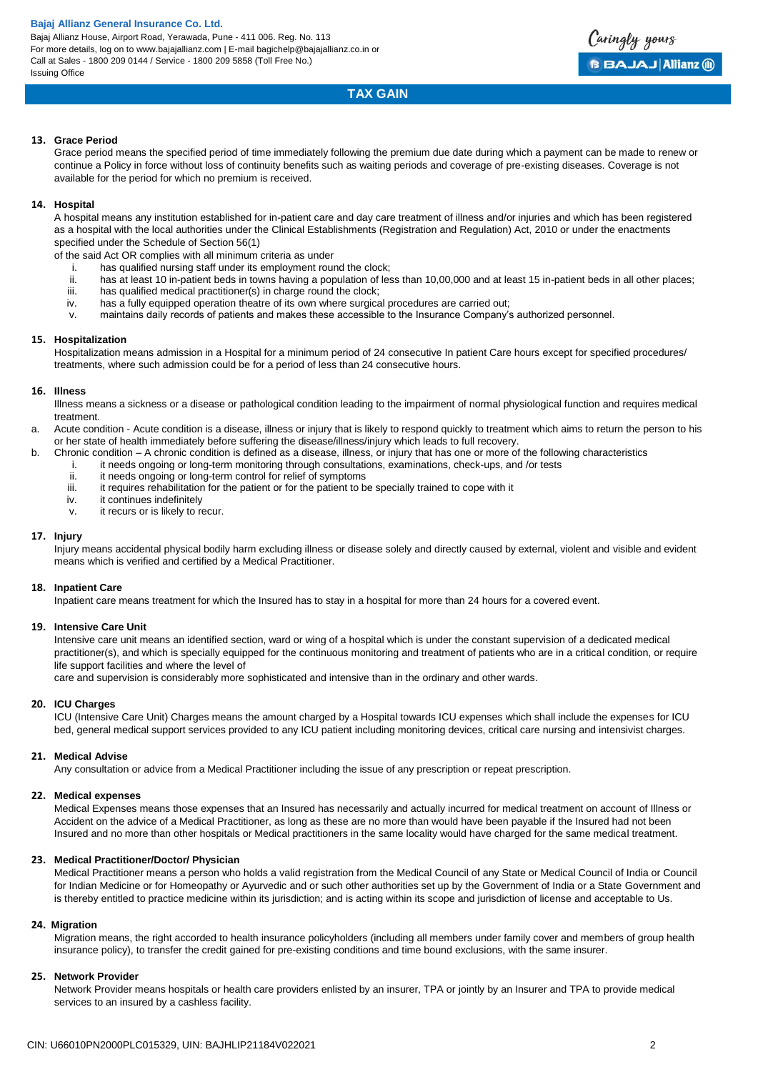**13. Grace Period**

Grace period means the specified period of time immediately following the premium due date during which a payment can be made to renew or continue a Policy in force without loss of continuity benefits such as waiting periods and coverage of pre-existing diseases. Coverage is not available for the period for which no premium is received.

**14. Hospital**

A hospital means any institution established for in-patient care and day care treatment of illness and/or injuries and which has been registered as a hospital with the local authorities under the Clinical Establishments (Registration and Regulation) Act, 2010 or under the enactments specified under the Schedule of Section 56(1)

of the said Act OR complies with all minimum criteria as under

- i. has qualified nursing staff under its employment round the clock;
- ii. has at least 10 in-patient beds in towns having a population of less than 10,00,000 and at least 15 in-patient beds in all other places;
- iii. has qualified medical practitioner(s) in charge round the clock;
- iv. has a fully equipped operation theatre of its own where surgical procedures are carried out;
- v. maintains daily records of patients and makes these accessible to the Insurance Company's authorized personnel.

**15. Hospitalization**

Hospitalization means admission in a Hospital for a minimum period of 24 consecutive In patient Care hours except for specified procedures/ treatments, where such admission could be for a period of less than 24 consecutive hours.

**16. Illness**

Illness means a sickness or a disease or pathological condition leading to the impairment of normal physiological function and requires medical treatment.

a. Acute condition - Acute condition is a disease, illness or injury that is likely to respond quickly to treatment which aims to return the person to his or her state of health immediately before suffering the disease/illness/injury which leads to full recovery.

b. Chronic condition – A chronic condition is defined as a disease, illness, or injury that has one or more of the following characteristics

- i. it needs ongoing or long-term monitoring through consultations, examinations, check-ups, and /or tests
- ii. it needs ongoing or long-term control for relief of symptoms
- iii. it requires rehabilitation for the patient or for the patient to be specially trained to cope with it
- iv. it continues indefinitely
- v. it recurs or is likely to recur.

**17. Injury**

Injury means accidental physical bodily harm excluding illness or disease solely and directly caused by external, violent and visible and evident means which is verified and certified by a Medical Practitioner.

**18. Inpatient Care**

Inpatient care means treatment for which the Insured has to stay in a hospital for more than 24 hours for a covered event.

**19. Intensive Care Unit**

Intensive care unit means an identified section, ward or wing of a hospital which is under the constant supervision of a dedicated medical practitioner(s), and which is specially equipped for the continuous monitoring and treatment of patients who are in a critical condition, or require life support facilities and where the level of

care and supervision is considerably more sophisticated and intensive than in the ordinary and other wards.

**20. ICU Charges**

ICU (Intensive Care Unit) Charges means the amount charged by a Hospital towards ICU expenses which shall include the expenses for ICU bed, general medical support services provided to any ICU patient including monitoring devices, critical care nursing and intensivist charges.

**21. Medical Advise**

Any consultation or advice from a Medical Practitioner including the issue of any prescription or repeat prescription.

**22. Medical expenses**

Medical Expenses means those expenses that an Insured has necessarily and actually incurred for medical treatment on account of Illness or Accident on the advice of a Medical Practitioner, as long as these are no more than would have been payable if the Insured had not been Insured and no more than other hospitals or Medical practitioners in the same locality would have charged for the same medical treatment.

**23. Medical Practitioner/Doctor/ Physician**

Medical Practitioner means a person who holds a valid registration from the Medical Council of any State or Medical Council of India or Council for Indian Medicine or for Homeopathy or Ayurvedic and or such other authorities set up by the Government of India or a State Government and is thereby entitled to practice medicine within its jurisdiction; and is acting within its scope and jurisdiction of license and acceptable to Us.

**24. Migration**

Migration means, the right accorded to health insurance policyholders (including all members under family cover and members of group health insurance policy), to transfer the credit gained for pre-existing conditions and time bound exclusions, with the same insurer.

**25. Network Provider**

Network Provider means hospitals or health care providers enlisted by an insurer, TPA or jointly by an Insurer and TPA to provide medical services to an insured by a cashless facility.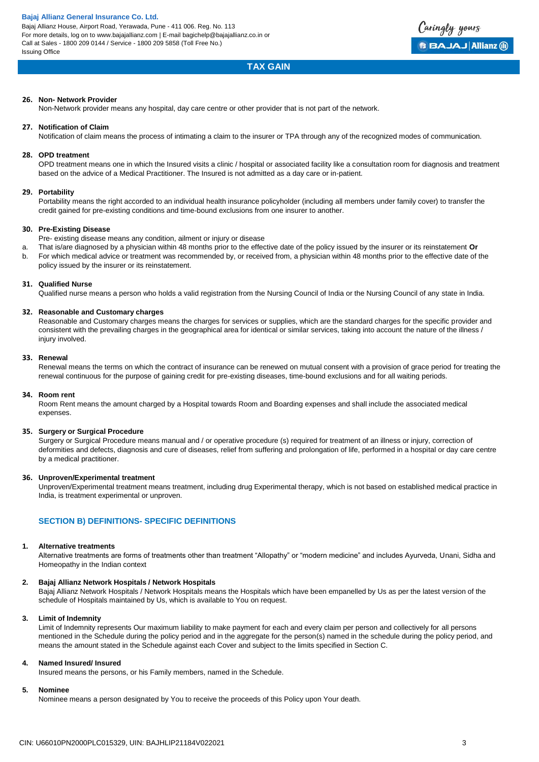**26. Non- Network Provider**

Non-Network provider means any hospital, day care centre or other provider that is not part of the network.

**27. Notification of Claim**

Notification of claim means the process of intimating a claim to the insurer or TPA through any of the recognized modes of communication.

**28. OPD treatment**

OPD treatment means one in which the Insured visits a clinic / hospital or associated facility like a consultation room for diagnosis and treatment based on the advice of a Medical Practitioner. The Insured is not admitted as a day care or in-patient.

**29. Portability**

Portability means the right accorded to an individual health insurance policyholder (including all members under family cover) to transfer the credit gained for pre-existing conditions and time-bound exclusions from one insurer to another.

**30. Pre-Existing Disease**

Pre- existing disease means any condition, ailment or injury or disease

a. That is/are diagnosed by a physician within 48 months prior to the effective date of the policy issued by the insurer or its reinstatement **Or**

b. For which medical advice or treatment was recommended by, or received from, a physician within 48 months prior to the effective date of the policy issued by the insurer or its reinstatement.

**31. Qualified Nurse**

Qualified nurse means a person who holds a valid registration from the Nursing Council of India or the Nursing Council of any state in India.

**32. Reasonable and Customary charges**

Reasonable and Customary charges means the charges for services or supplies, which are the standard charges for the specific provider and consistent with the prevailing charges in the geographical area for identical or similar services, taking into account the nature of the illness / injury involved.

**33. Renewal**

Renewal means the terms on which the contract of insurance can be renewed on mutual consent with a provision of grace period for treating the renewal continuous for the purpose of gaining credit for pre-existing diseases, time-bound exclusions and for all waiting periods.

**34. Room rent**

Room Rent means the amount charged by a Hospital towards Room and Boarding expenses and shall include the associated medical expenses.

**35. Surgery or Surgical Procedure**

Surgery or Surgical Procedure means manual and / or operative procedure (s) required for treatment of an illness or injury, correction of deformities and defects, diagnosis and cure of diseases, relief from suffering and prolongation of life, performed in a hospital or day care centre by a medical practitioner.

**36. Unproven/Experimental treatment**

Unproven/Experimental treatment means treatment, including drug Experimental therapy, which is not based on established medical practice in India, is treatment experimental or unproven.

## SECTION B) DEFINITIONS- SPECIFIC DEFINITIONS

**1. Alternative treatments**

Alternative treatments are forms of treatments other than treatment "Allopathy" or "modern medicine" and includes Ayurveda, Unani, Sidha and Homeopathy in the Indian context

**2. Bajaj Allianz Network Hospitals / Network Hospitals**

Bajaj Allianz Network Hospitals / Network Hospitals means the Hospitals which have been empanelled by Us as per the latest version of the schedule of Hospitals maintained by Us, which is available to You on request.

**3. Limit of Indemnity**

Limit of Indemnity represents Our maximum liability to make payment for each and every claim per person and collectively for all persons mentioned in the Schedule during the policy period and in the aggregate for the person(s) named in the schedule during the policy period, and means the amount stated in the Schedule against each Cover and subject to the limits specified in Section C.

**4. Named Insured/ Insured**

Insured means the persons, or his Family members, named in the Schedule.

**5. Nominee**

Nominee means a person designated by You to receive the proceeds of this Policy upon Your death.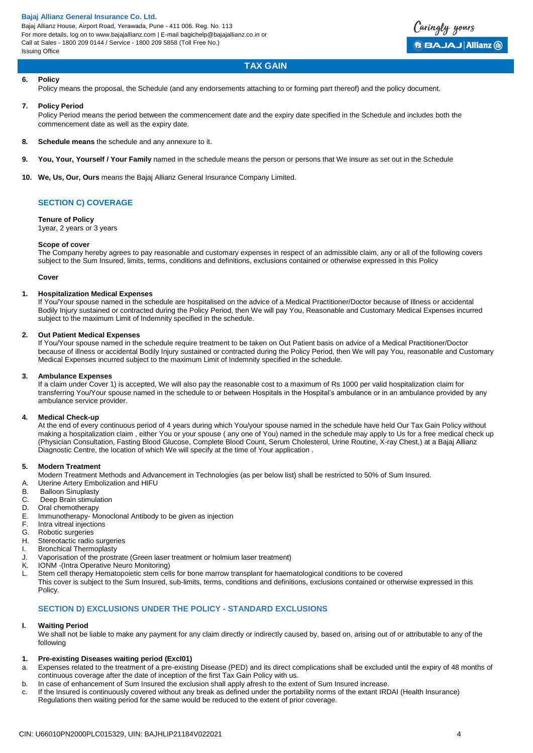6. **Policy**
   Policy means the proposal, the Schedule (and any endorsements attaching to or forming part thereof) and the policy document.

7. **Policy Period**
   Policy Period means the period between the commencement date and the expiry date specified in the Schedule and includes both the commencement date as well as the expiry date.

8. **Schedule means** the schedule and any annexure to it.

9. **You, Your, Yourself / Your Family** named in the schedule means the person or persons that We insure as set out in the Schedule

10. **We, Us, Our, Ours** means the Bajaj Allianz General Insurance Company Limited.

## SECTION C) COVERAGE

**Tenure of Policy**
1year, 2 years or 3 years

**Scope of cover**
The Company hereby agrees to pay reasonable and customary expenses in respect of an admissible claim, any or all of the following covers subject to the Sum Insured, limits, terms, conditions and definitions, exclusions contained or otherwise expressed in this Policy

**Cover**

1. **Hospitalization Medical Expenses**
   If You/Your spouse named in the schedule are hospitalised on the advice of a Medical Practitioner/Doctor because of Illness or accidental Bodily Injury sustained or contracted during the Policy Period, then We will pay You, Reasonable and Customary Medical Expenses incurred subject to the maximum Limit of Indemnity specified in the schedule.

2. **Out Patient Medical Expenses**
   If You/Your spouse named in the schedule require treatment to be taken on Out Patient basis on advice of a Medical Practitioner/Doctor because of illness or accidental Bodily Injury sustained or contracted during the Policy Period, then We will pay You, reasonable and Customary Medical Expenses incurred subject to the maximum Limit of Indemnity specified in the schedule.

3. **Ambulance Expenses**
   If a claim under Cover 1) is accepted, We will also pay the reasonable cost to a maximum of Rs 1000 per valid hospitalization claim for transferring You/Your spouse named in the schedule to or between Hospitals in the Hospital's ambulance or in an ambulance provided by any ambulance service provider.

4. **Medical Check-up**
   At the end of every continuous period of 4 years during which You/your spouse named in the schedule have held Our Tax Gain Policy without making a hospitalization claim , either You or your spouse ( any one of You) named in the schedule may apply to Us for a free medical check up (Physician Consultation, Fasting Blood Glucose, Complete Blood Count, Serum Cholesterol, Urine Routine, X-ray Chest,) at a Bajaj Allianz Diagnostic Centre, the location of which We will specify at the time of Your application .

5. **Modern Treatment**
   Modern Treatment Methods and Advancement in Technologies (as per below list) shall be restricted to 50% of Sum Insured.

A. Uterine Artery Embolization and HIFU
B. Balloon Sinuplasty
C. Deep Brain stimulation
D. Oral chemotherapy
E. Immunotherapy- Monoclonal Antibody to be given as injection
F. Intra vitreal injections
G. Robotic surgeries
H. Stereotactic radio surgeries
I. Bronchical Thermoplasty
J. Vaporisation of the prostrate (Green laser treatment or holmium laser treatment)
K. IONM -(Intra Operative Neuro Monitoring)
L. Stem cell therapy Hematopoietic stem cells for bone marrow transplant for haematological conditions to be covered

This cover is subject to the Sum Insured, sub-limits, terms, conditions and definitions, exclusions contained or otherwise expressed in this Policy.

## SECTION D) EXCLUSIONS UNDER THE POLICY - STANDARD EXCLUSIONS

I. **Waiting Period**
   We shall not be liable to make any payment for any claim directly or indirectly caused by, based on, arising out of or attributable to any of the following

1. **Pre-existing Diseases waiting period (Excl01)**

a. Expenses related to the treatment of a pre-existing Disease (PED) and its direct complications shall be excluded until the expiry of 48 months of continuous coverage after the date of inception of the first Tax Gain Policy with us.
b. In case of enhancement of Sum Insured the exclusion shall apply afresh to the extent of Sum Insured increase.
c. If the Insured is continuously covered without any break as defined under the portability norms of the extant IRDAI (Health Insurance) Regulations then waiting period for the same would be reduced to the extent of prior coverage.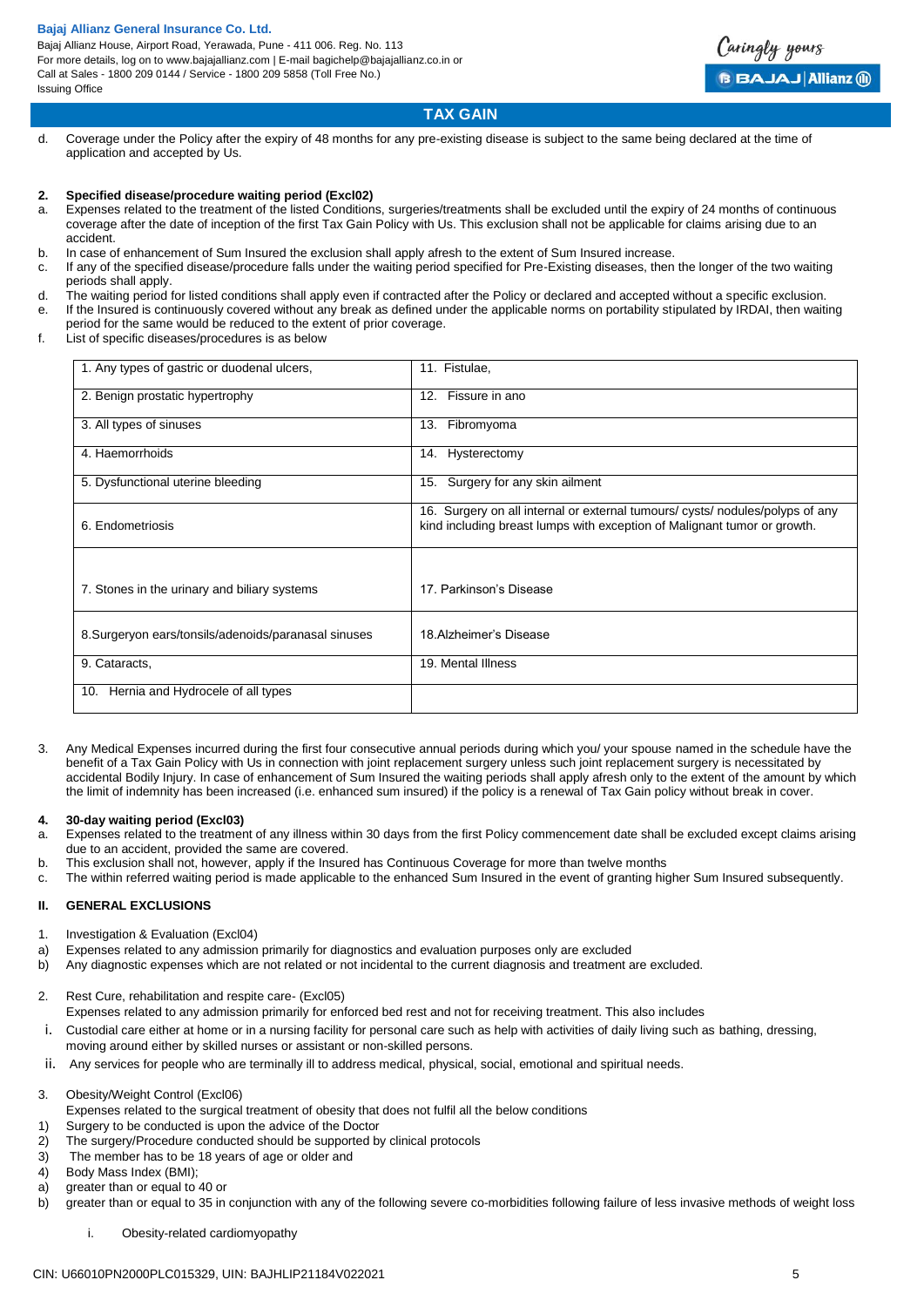d. Coverage under the Policy after the expiry of 48 months for any pre-existing disease is subject to the same being declared at the time of application and accepted by Us.

**2. Specified disease/procedure waiting period (Excl02)**

a. Expenses related to the treatment of the listed Conditions, surgeries/treatments shall be excluded until the expiry of 24 months of continuous coverage after the date of inception of the first Tax Gain Policy with Us. This exclusion shall not be applicable for claims arising due to an accident.

b. In case of enhancement of Sum Insured the exclusion shall apply afresh to the extent of Sum Insured increase.

c. If any of the specified disease/procedure falls under the waiting period specified for Pre-Existing diseases, then the longer of the two waiting periods shall apply.

d. The waiting period for listed conditions shall apply even if contracted after the Policy or declared and accepted without a specific exclusion.

e. If the Insured is continuously covered without any break as defined under the applicable norms on portability stipulated by IRDAI, then waiting period for the same would be reduced to the extent of prior coverage.

f. List of specific diseases/procedures is as below

| | |
|---|---|
| 1. Any types of gastric or duodenal ulcers, | 11. Fistulae, |
| 2. Benign prostatic hypertrophy | 12. Fissure in ano |
| 3. All types of sinuses | 13. Fibromyoma |
| 4. Haemorrhoids | 14. Hysterectomy |
| 5. Dysfunctional uterine bleeding | 15. Surgery for any skin ailment |
| 6. Endometriosis | 16. Surgery on all internal or external tumours/ cysts/ nodules/polyps of any kind including breast lumps with exception of Malignant tumor or growth. |
| 7. Stones in the urinary and biliary systems | 17. Parkinson's Disease |
| 8.Surgeryon ears/tonsils/adenoids/paranasal sinuses | 18.Alzheimer's Disease |
| 9. Cataracts, | 19. Mental Illness |
| 10. Hernia and Hydrocele of all types | |

3. Any Medical Expenses incurred during the first four consecutive annual periods during which you/ your spouse named in the schedule have the benefit of a Tax Gain Policy with Us in connection with joint replacement surgery unless such joint replacement surgery is necessitated by accidental Bodily Injury. In case of enhancement of Sum Insured the waiting periods shall apply afresh only to the extent of the amount by which the limit of indemnity has been increased (i.e. enhanced sum insured) if the policy is a renewal of Tax Gain policy without break in cover.

**4. 30-day waiting period (Excl03)**

a. Expenses related to the treatment of any illness within 30 days from the first Policy commencement date shall be excluded except claims arising due to an accident, provided the same are covered.

b. This exclusion shall not, however, apply if the Insured has Continuous Coverage for more than twelve months

c. The within referred waiting period is made applicable to the enhanced Sum Insured in the event of granting higher Sum Insured subsequently.

## II. GENERAL EXCLUSIONS

1. Investigation & Evaluation (Excl04)

a) Expenses related to any admission primarily for diagnostics and evaluation purposes only are excluded

b) Any diagnostic expenses which are not related or not incidental to the current diagnosis and treatment are excluded.

2. Rest Cure, rehabilitation and respite care- (Excl05)

Expenses related to any admission primarily for enforced bed rest and not for receiving treatment. This also includes

i. Custodial care either at home or in a nursing facility for personal care such as help with activities of daily living such as bathing, dressing, moving around either by skilled nurses or assistant or non-skilled persons.

ii. Any services for people who are terminally ill to address medical, physical, social, emotional and spiritual needs.

3. Obesity/Weight Control (Excl06)

Expenses related to the surgical treatment of obesity that does not fulfil all the below conditions

1) Surgery to be conducted is upon the advice of the Doctor
2) The surgery/Procedure conducted should be supported by clinical protocols
3) The member has to be 18 years of age or older and
4) Body Mass Index (BMI);

a) greater than or equal to 40 or

b) greater than or equal to 35 in conjunction with any of the following severe co-morbidities following failure of less invasive methods of weight loss

i. Obesity-related cardiomyopathy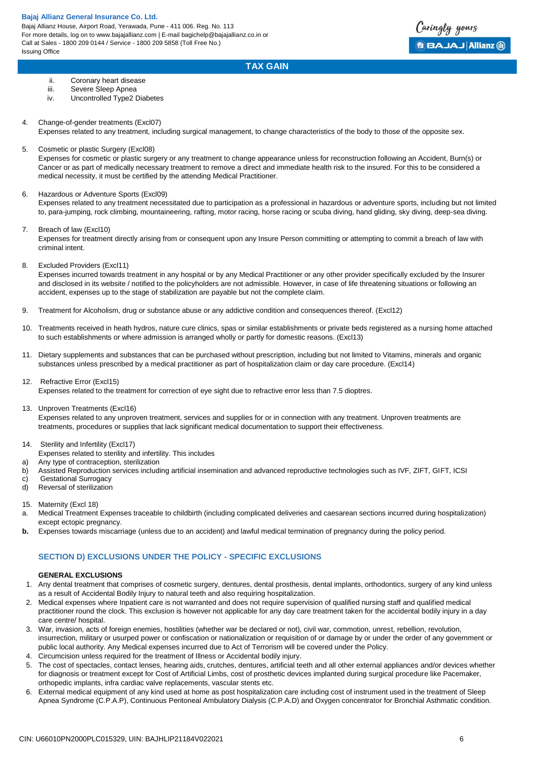ii. Coronary heart disease
iii. Severe Sleep Apnea
iv. Uncontrolled Type2 Diabetes

4. Change-of-gender treatments (Excl07)
   Expenses related to any treatment, including surgical management, to change characteristics of the body to those of the opposite sex.

5. Cosmetic or plastic Surgery (Excl08)
   Expenses for cosmetic or plastic surgery or any treatment to change appearance unless for reconstruction following an Accident, Burn(s) or Cancer or as part of medically necessary treatment to remove a direct and immediate health risk to the insured. For this to be considered a medical necessity, it must be certified by the attending Medical Practitioner.

6. Hazardous or Adventure Sports (Excl09)
   Expenses related to any treatment necessitated due to participation as a professional in hazardous or adventure sports, including but not limited to, para-jumping, rock climbing, mountaineering, rafting, motor racing, horse racing or scuba diving, hand gliding, sky diving, deep-sea diving.

7. Breach of law (Excl10)
   Expenses for treatment directly arising from or consequent upon any Insure Person committing or attempting to commit a breach of law with criminal intent.

8. Excluded Providers (Excl11)
   Expenses incurred towards treatment in any hospital or by any Medical Practitioner or any other provider specifically excluded by the Insurer and disclosed in its website / notified to the policyholders are not admissible. However, in case of life threatening situations or following an accident, expenses up to the stage of stabilization are payable but not the complete claim.

9. Treatment for Alcoholism, drug or substance abuse or any addictive condition and consequences thereof. (Excl12)

10. Treatments received in heath hydros, nature cure clinics, spas or similar establishments or private beds registered as a nursing home attached to such establishments or where admission is arranged wholly or partly for domestic reasons. (Excl13)

11. Dietary supplements and substances that can be purchased without prescription, including but not limited to Vitamins, minerals and organic substances unless prescribed by a medical practitioner as part of hospitalization claim or day care procedure. (Excl14)

12. Refractive Error (Excl15)
    Expenses related to the treatment for correction of eye sight due to refractive error less than 7.5 dioptres.

13. Unproven Treatments (Excl16)
    Expenses related to any unproven treatment, services and supplies for or in connection with any treatment. Unproven treatments are treatments, procedures or supplies that lack significant medical documentation to support their effectiveness.

14. Sterility and Infertility (Excl17)
    Expenses related to sterility and infertility. This includes
    a) Any type of contraception, sterilization
    b) Assisted Reproduction services including artificial insemination and advanced reproductive technologies such as IVF, ZIFT, GIFT, ICSI
    c) Gestational Surrogacy
    d) Reversal of sterilization

15. Maternity (Excl 18)
    a. Medical Treatment Expenses traceable to childbirth (including complicated deliveries and caesarean sections incurred during hospitalization) except ectopic pregnancy.
    **b.** Expenses towards miscarriage (unless due to an accident) and lawful medical termination of pregnancy during the policy period.

## SECTION D) EXCLUSIONS UNDER THE POLICY - SPECIFIC EXCLUSIONS

**GENERAL EXCLUSIONS**

1. Any dental treatment that comprises of cosmetic surgery, dentures, dental prosthesis, dental implants, orthodontics, surgery of any kind unless as a result of Accidental Bodily Injury to natural teeth and also requiring hospitalization.
2. Medical expenses where Inpatient care is not warranted and does not require supervision of qualified nursing staff and qualified medical practitioner round the clock. This exclusion is however not applicable for any day care treatment taken for the accidental bodily injury in a day care centre/ hospital.
3. War, invasion, acts of foreign enemies, hostilities (whether war be declared or not), civil war, commotion, unrest, rebellion, revolution, insurrection, military or usurped power or confiscation or nationalization or requisition of or damage by or under the order of any government or public local authority. Any Medical expenses incurred due to Act of Terrorism will be covered under the Policy.
4. Circumcision unless required for the treatment of Illness or Accidental bodily injury.
5. The cost of spectacles, contact lenses, hearing aids, crutches, dentures, artificial teeth and all other external appliances and/or devices whether for diagnosis or treatment except for Cost of Artificial Limbs, cost of prosthetic devices implanted during surgical procedure like Pacemaker, orthopedic implants, infra cardiac valve replacements, vascular stents etc.
6. External medical equipment of any kind used at home as post hospitalization care including cost of instrument used in the treatment of Sleep Apnea Syndrome (C.P.A.P), Continuous Peritoneal Ambulatory Dialysis (C.P.A.D) and Oxygen concentrator for Bronchial Asthmatic condition.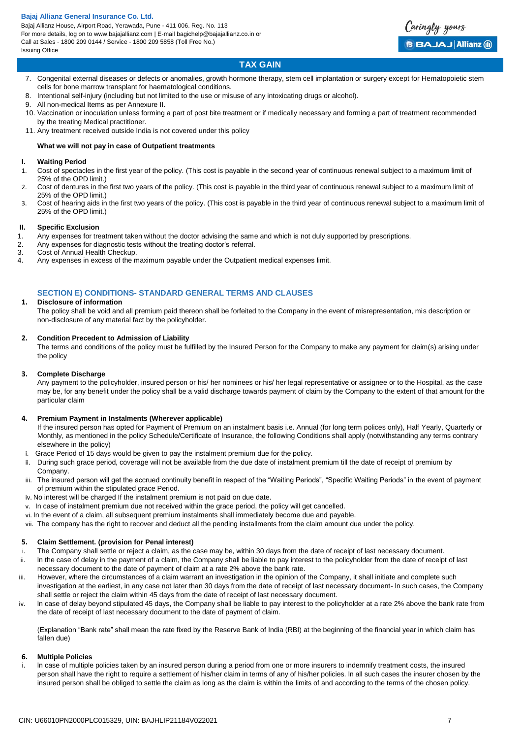7. Congenital external diseases or defects or anomalies, growth hormone therapy, stem cell implantation or surgery except for Hematopoietic stem cells for bone marrow transplant for haematological conditions.
8. Intentional self-injury (including but not limited to the use or misuse of any intoxicating drugs or alcohol).
9. All non-medical Items as per Annexure II.
10. Vaccination or inoculation unless forming a part of post bite treatment or if medically necessary and forming a part of treatment recommended by the treating Medical practitioner.
11. Any treatment received outside India is not covered under this policy

**What we will not pay in case of Outpatient treatments**

**I. Waiting Period**

1. Cost of spectacles in the first year of the policy. (This cost is payable in the second year of continuous renewal subject to a maximum limit of 25% of the OPD limit.)
2. Cost of dentures in the first two years of the policy. (This cost is payable in the third year of continuous renewal subject to a maximum limit of 25% of the OPD limit.)
3. Cost of hearing aids in the first two years of the policy. (This cost is payable in the third year of continuous renewal subject to a maximum limit of 25% of the OPD limit.)

**II. Specific Exclusion**

1. Any expenses for treatment taken without the doctor advising the same and which is not duly supported by prescriptions.
2. Any expenses for diagnostic tests without the treating doctor's referral.
3. Cost of Annual Health Checkup.
4. Any expenses in excess of the maximum payable under the Outpatient medical expenses limit.

## SECTION E) CONDITIONS- STANDARD GENERAL TERMS AND CLAUSES

**1. Disclosure of information**

The policy shall be void and all premium paid thereon shall be forfeited to the Company in the event of misrepresentation, mis description or non-disclosure of any material fact by the policyholder.

**2. Condition Precedent to Admission of Liability**

The terms and conditions of the policy must be fulfilled by the Insured Person for the Company to make any payment for claim(s) arising under the policy

**3. Complete Discharge**

Any payment to the policyholder, insured person or his/ her nominees or his/ her legal representative or assignee or to the Hospital, as the case may be, for any benefit under the policy shall be a valid discharge towards payment of claim by the Company to the extent of that amount for the particular claim

**4. Premium Payment in Instalments (Wherever applicable)**

If the insured person has opted for Payment of Premium on an instalment basis i.e. Annual (for long term polices only), Half Yearly, Quarterly or Monthly, as mentioned in the policy Schedule/Certificate of Insurance, the following Conditions shall apply (notwithstanding any terms contrary elsewhere in the policy)

i. Grace Period of 15 days would be given to pay the instalment premium due for the policy.
ii. During such grace period, coverage will not be available from the due date of instalment premium till the date of receipt of premium by Company.
iii. The insured person will get the accrued continuity benefit in respect of the "Waiting Periods", "Specific Waiting Periods" in the event of payment of premium within the stipulated grace Period.
iv. No interest will be charged If the instalment premium is not paid on due date.
v. In case of instalment premium due not received within the grace period, the policy will get cancelled.
vi. In the event of a claim, all subsequent premium instalments shall immediately become due and payable.
vii. The company has the right to recover and deduct all the pending installments from the claim amount due under the policy.

**5. Claim Settlement. (provision for Penal interest)**

i. The Company shall settle or reject a claim, as the case may be, within 30 days from the date of receipt of last necessary document.
ii. In the case of delay in the payment of a claim, the Company shall be liable to pay interest to the policyholder from the date of receipt of last necessary document to the date of payment of claim at a rate 2% above the bank rate.
iii. However, where the circumstances of a claim warrant an investigation in the opinion of the Company, it shall initiate and complete such investigation at the earliest, in any case not later than 30 days from the date of receipt of last necessary document- In such cases, the Company shall settle or reject the claim within 45 days from the date of receipt of last necessary document.
iv. In case of delay beyond stipulated 45 days, the Company shall be liable to pay interest to the policyholder at a rate 2% above the bank rate from the date of receipt of last necessary document to the date of payment of claim.

(Explanation "Bank rate" shall mean the rate fixed by the Reserve Bank of India (RBI) at the beginning of the financial year in which claim has fallen due)

**6. Multiple Policies**

i. In case of multiple policies taken by an insured person during a period from one or more insurers to indemnify treatment costs, the insured person shall have the right to require a settlement of his/her claim in terms of any of his/her policies. In all such cases the insurer chosen by the insured person shall be obliged to settle the claim as long as the claim is within the limits of and according to the terms of the chosen policy.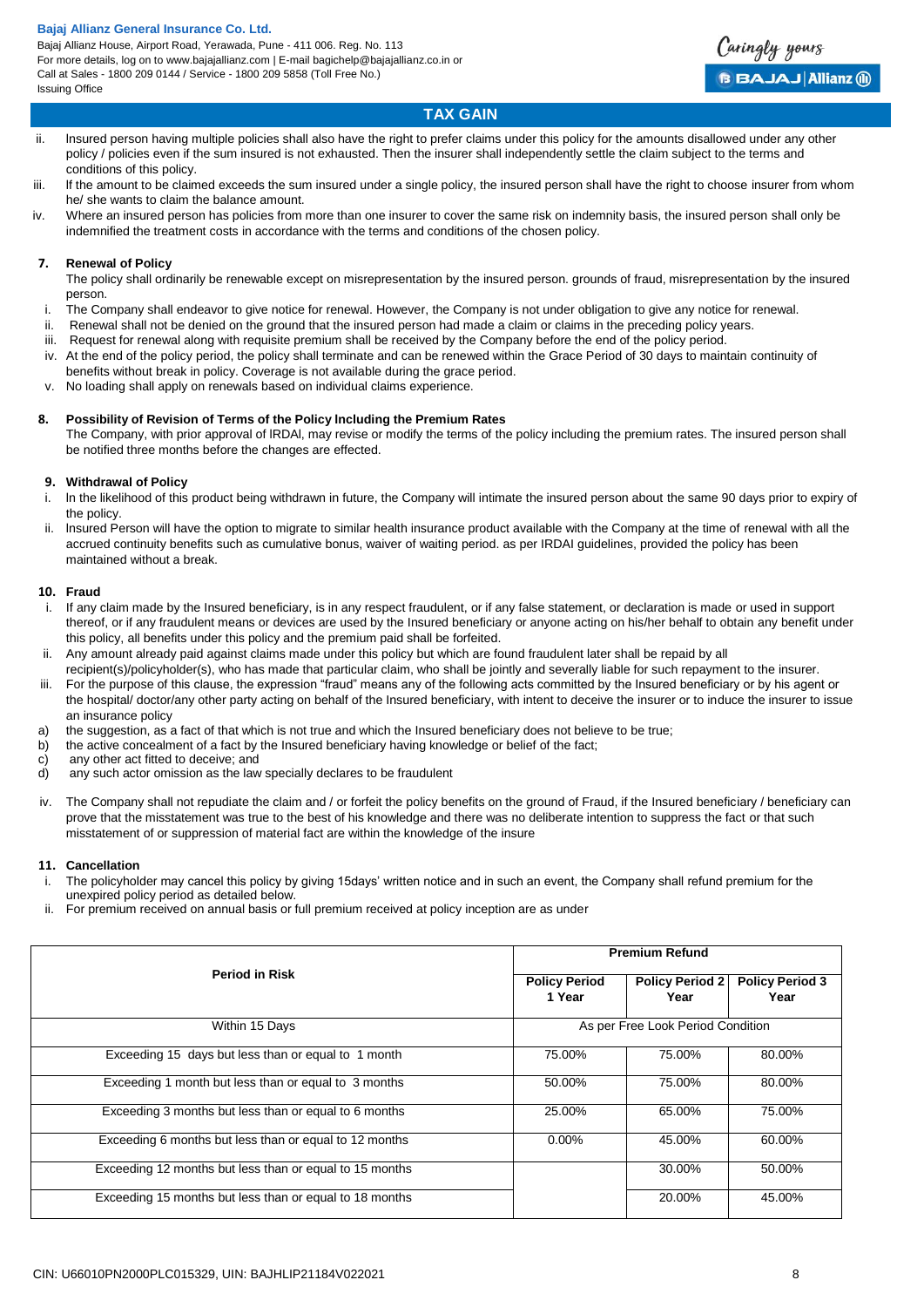## TAX GAIN

ii. Insured person having multiple policies shall also have the right to prefer claims under this policy for the amounts disallowed under any other policy / policies even if the sum insured is not exhausted. Then the insurer shall independently settle the claim subject to the terms and conditions of this policy.

iii. If the amount to be claimed exceeds the sum insured under a single policy, the insured person shall have the right to choose insurer from whom he/ she wants to claim the balance amount.

iv. Where an insured person has policies from more than one insurer to cover the same risk on indemnity basis, the insured person shall only be indemnified the treatment costs in accordance with the terms and conditions of the chosen policy.

### 7. Renewal of Policy

The policy shall ordinarily be renewable except on misrepresentation by the insured person. grounds of fraud, misrepresentation by the insured person.

i. The Company shall endeavor to give notice for renewal. However, the Company is not under obligation to give any notice for renewal.
ii. Renewal shall not be denied on the ground that the insured person had made a claim or claims in the preceding policy years.
iii. Request for renewal along with requisite premium shall be received by the Company before the end of the policy period.
iv. At the end of the policy period, the policy shall terminate and can be renewed within the Grace Period of 30 days to maintain continuity of benefits without break in policy. Coverage is not available during the grace period.
v. No loading shall apply on renewals based on individual claims experience.

### 8. Possibility of Revision of Terms of the Policy Including the Premium Rates

The Company, with prior approval of IRDAI, may revise or modify the terms of the policy including the premium rates. The insured person shall be notified three months before the changes are effected.

### 9. Withdrawal of Policy

i. In the likelihood of this product being withdrawn in future, the Company will intimate the insured person about the same 90 days prior to expiry of the policy.
ii. Insured Person will have the option to migrate to similar health insurance product available with the Company at the time of renewal with all the accrued continuity benefits such as cumulative bonus, waiver of waiting period. as per IRDAI guidelines, provided the policy has been maintained without a break.

### 10. Fraud

i. If any claim made by the Insured beneficiary, is in any respect fraudulent, or if any false statement, or declaration is made or used in support thereof, or if any fraudulent means or devices are used by the Insured beneficiary or anyone acting on his/her behalf to obtain any benefit under this policy, all benefits under this policy and the premium paid shall be forfeited.
ii. Any amount already paid against claims made under this policy but which are found fraudulent later shall be repaid by all recipient(s)/policyholder(s), who has made that particular claim, who shall be jointly and severally liable for such repayment to the insurer.
iii. For the purpose of this clause, the expression "fraud" means any of the following acts committed by the Insured beneficiary or by his agent or the hospital/ doctor/any other party acting on behalf of the Insured beneficiary, with intent to deceive the insurer or to induce the insurer to issue an insurance policy

a) the suggestion, as a fact of that which is not true and which the Insured beneficiary does not believe to be true;
b) the active concealment of a fact by the Insured beneficiary having knowledge or belief of the fact;
c) any other act fitted to deceive; and
d) any such actor omission as the law specially declares to be fraudulent

iv. The Company shall not repudiate the claim and / or forfeit the policy benefits on the ground of Fraud, if the Insured beneficiary / beneficiary can prove that the misstatement was true to the best of his knowledge and there was no deliberate intention to suppress the fact or that such misstatement of or suppression of material fact are within the knowledge of the insure

### 11. Cancellation

i. The policyholder may cancel this policy by giving 15days' written notice and in such an event, the Company shall refund premium for the unexpired policy period as detailed below.
ii. For premium received on annual basis or full premium received at policy inception are as under

| Period in Risk | Premium Refund | | |
|---|---|---|---|
| | Policy Period 1 Year | Policy Period 2 Year | Policy Period 3 Year |
| Within 15 Days | As per Free Look Period Condition | | |
| Exceeding 15 days but less than or equal to 1 month | 75.00% | 75.00% | 80.00% |
| Exceeding 1 month but less than or equal to 3 months | 50.00% | 75.00% | 80.00% |
| Exceeding 3 months but less than or equal to 6 months | 25.00% | 65.00% | 75.00% |
| Exceeding 6 months but less than or equal to 12 months | 0.00% | 45.00% | 60.00% |
| Exceeding 12 months but less than or equal to 15 months | | 30.00% | 50.00% |
| Exceeding 15 months but less than or equal to 18 months | | 20.00% | 45.00% |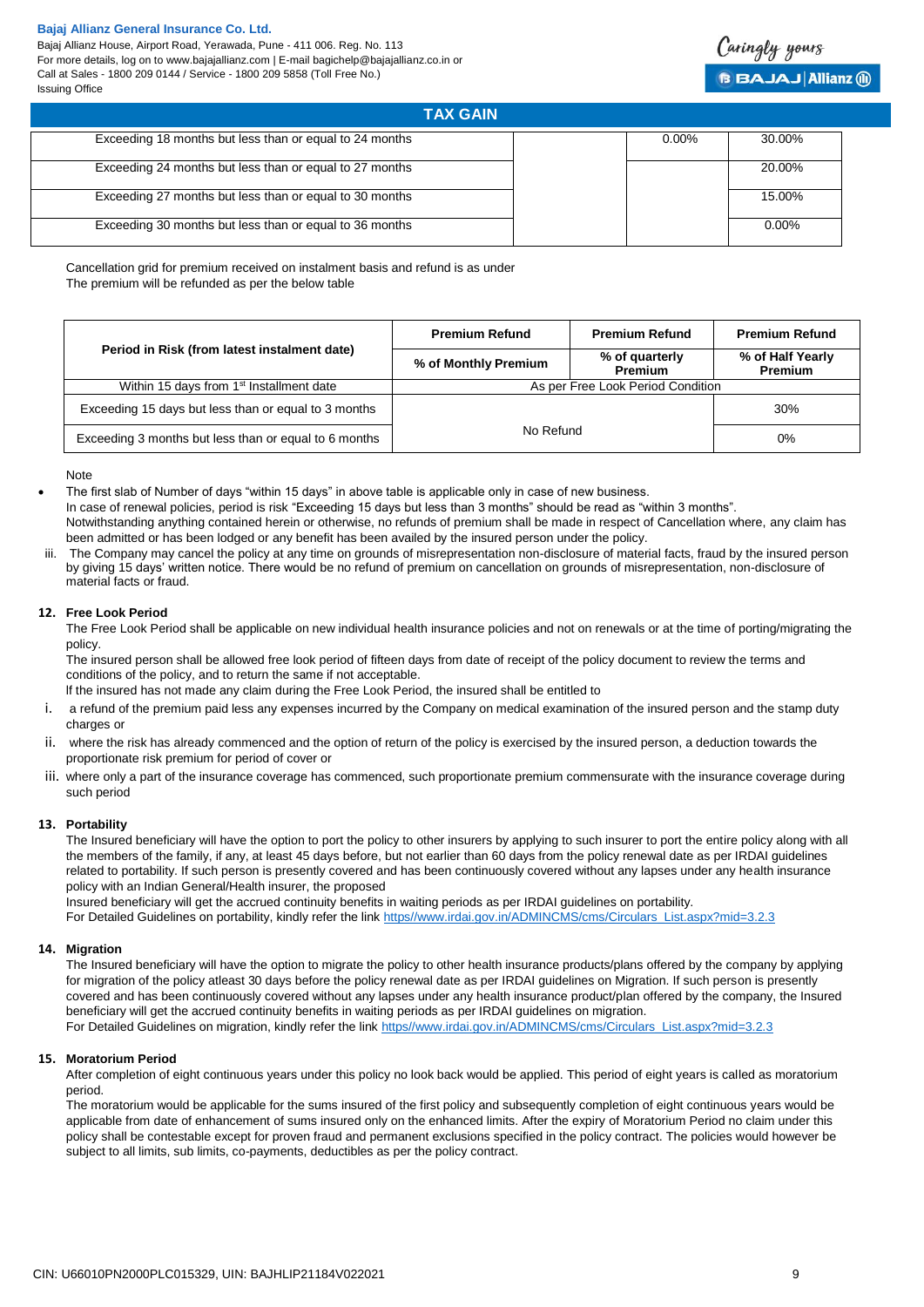## TAX GAIN

| | | | |
|---|---|---|---|
| Exceeding 18 months but less than or equal to 24 months | | 0.00% | 30.00% |
| Exceeding 24 months but less than or equal to 27 months | | | 20.00% |
| Exceeding 27 months but less than or equal to 30 months | | | 15.00% |
| Exceeding 30 months but less than or equal to 36 months | | | 0.00% |

Cancellation grid for premium received on instalment basis and refund is as under
The premium will be refunded as per the below table

| Period in Risk (from latest instalment date) | Premium Refund | Premium Refund | Premium Refund |
|---|---|---|---|
| | % of Monthly Premium | % of quarterly Premium | % of Half Yearly Premium |
| Within 15 days from 1st Installment date | As per Free Look Period Condition | | |
| Exceeding 15 days but less than or equal to 3 months | No Refund | | 30% |
| Exceeding 3 months but less than or equal to 6 months | | | 0% |

Note

- The first slab of Number of days "within 15 days" in above table is applicable only in case of new business.
  In case of renewal policies, period is risk "Exceeding 15 days but less than 3 months" should be read as "within 3 months".
  Notwithstanding anything contained herein or otherwise, no refunds of premium shall be made in respect of Cancellation where, any claim has been admitted or has been lodged or any benefit has been availed by the insured person under the policy.

iii. The Company may cancel the policy at any time on grounds of misrepresentation non-disclosure of material facts, fraud by the insured person by giving 15 days' written notice. There would be no refund of premium on cancellation on grounds of misrepresentation, non-disclosure of material facts or fraud.

**12. Free Look Period**

The Free Look Period shall be applicable on new individual health insurance policies and not on renewals or at the time of porting/migrating the policy.

The insured person shall be allowed free look period of fifteen days from date of receipt of the policy document to review the terms and conditions of the policy, and to return the same if not acceptable.

If the insured has not made any claim during the Free Look Period, the insured shall be entitled to

i. a refund of the premium paid less any expenses incurred by the Company on medical examination of the insured person and the stamp duty charges or

ii. where the risk has already commenced and the option of return of the policy is exercised by the insured person, a deduction towards the proportionate risk premium for period of cover or

iii. where only a part of the insurance coverage has commenced, such proportionate premium commensurate with the insurance coverage during such period

**13. Portability**

The Insured beneficiary will have the option to port the policy to other insurers by applying to such insurer to port the entire policy along with all the members of the family, if any, at least 45 days before, but not earlier than 60 days from the policy renewal date as per IRDAI guidelines related to portability. If such person is presently covered and has been continuously covered without any lapses under any health insurance policy with an Indian General/Health insurer, the proposed

Insured beneficiary will get the accrued continuity benefits in waiting periods as per IRDAI guidelines on portability.

For Detailed Guidelines on portability, kindly refer the link https//www.irdai.gov.in/ADMINCMS/cms/Circulars_List.aspx?mid=3.2.3

**14. Migration**

The Insured beneficiary will have the option to migrate the policy to other health insurance products/plans offered by the company by applying for migration of the policy atleast 30 days before the policy renewal date as per IRDAI guidelines on Migration. If such person is presently covered and has been continuously covered without any lapses under any health insurance product/plan offered by the company, the Insured beneficiary will get the accrued continuity benefits in waiting periods as per IRDAI guidelines on migration.

For Detailed Guidelines on migration, kindly refer the link https//www.irdai.gov.in/ADMINCMS/cms/Circulars_List.aspx?mid=3.2.3

**15. Moratorium Period**

After completion of eight continuous years under this policy no look back would be applied. This period of eight years is called as moratorium period.

The moratorium would be applicable for the sums insured of the first policy and subsequently completion of eight continuous years would be applicable from date of enhancement of sums insured only on the enhanced limits. After the expiry of Moratorium Period no claim under this policy shall be contestable except for proven fraud and permanent exclusions specified in the policy contract. The policies would however be subject to all limits, sub limits, co-payments, deductibles as per the policy contract.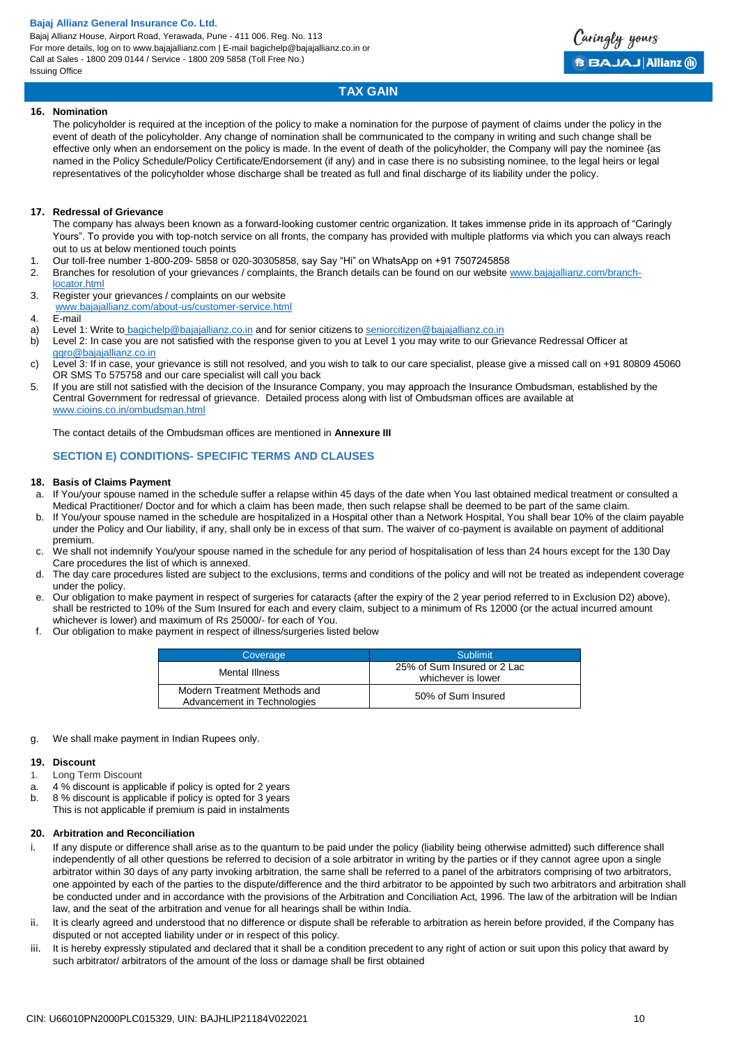## 16. Nomination

The policyholder is required at the inception of the policy to make a nomination for the purpose of payment of claims under the policy in the event of death of the policyholder. Any change of nomination shall be communicated to the company in writing and such change shall be effective only when an endorsement on the policy is made. In the event of death of the policyholder, the Company will pay the nominee {as named in the Policy Schedule/Policy Certificate/Endorsement (if any) and in case there is no subsisting nominee, to the legal heirs or legal representatives of the policyholder whose discharge shall be treated as full and final discharge of its liability under the policy.

## 17. Redressal of Grievance

The company has always been known as a forward-looking customer centric organization. It takes immense pride in its approach of "Caringly Yours". To provide you with top-notch service on all fronts, the company has provided with multiple platforms via which you can always reach out to us at below mentioned touch points

1. Our toll-free number 1-800-209- 5858 or 020-30305858, say Say "Hi" on WhatsApp on +91 7507245858
2. Branches for resolution of your grievances / complaints, the Branch details can be found on our website www.bajajallianz.com/branch-locator.html
3. Register your grievances / complaints on our website www.bajajallianz.com/about-us/customer-service.html
4. E-mail
   a) Level 1: Write to bagichelp@bajajallianz.co.in and for senior citizens to seniorcitizen@bajajallianz.co.in
   b) Level 2: In case you are not satisfied with the response given to you at Level 1 you may write to our Grievance Redressal Officer at ggro@bajajallianz.co.in
   c) Level 3: If in case, your grievance is still not resolved, and you wish to talk to our care specialist, please give a missed call on +91 80809 45060 OR SMS To 575758 and our care specialist will call you back
5. If you are still not satisfied with the decision of the Insurance Company, you may approach the Insurance Ombudsman, established by the Central Government for redressal of grievance. Detailed process along with list of Ombudsman offices are available at www.cioins.co.in/ombudsman.html

The contact details of the Ombudsman offices are mentioned in **Annexure III**

### SECTION E) CONDITIONS- SPECIFIC TERMS AND CLAUSES

## 18. Basis of Claims Payment

a. If You/your spouse named in the schedule suffer a relapse within 45 days of the date when You last obtained medical treatment or consulted a Medical Practitioner/ Doctor and for which a claim has been made, then such relapse shall be deemed to be part of the same claim.
b. If You/your spouse named in the schedule are hospitalized in a Hospital other than a Network Hospital, You shall bear 10% of the claim payable under the Policy and Our liability, if any, shall only be in excess of that sum. The waiver of co-payment is available on payment of additional premium.
c. We shall not indemnify You/your spouse named in the schedule for any period of hospitalisation of less than 24 hours except for the 130 Day Care procedures the list of which is annexed.
d. The day care procedures listed are subject to the exclusions, terms and conditions of the policy and will not be treated as independent coverage under the policy.
e. Our obligation to make payment in respect of surgeries for cataracts (after the expiry of the 2 year period referred to in Exclusion D2) above), shall be restricted to 10% of the Sum Insured for each and every claim, subject to a minimum of Rs 12000 (or the actual incurred amount whichever is lower) and maximum of Rs 25000/- for each of You.
f. Our obligation to make payment in respect of illness/surgeries listed below

| Coverage | Sublimit |
|---|---|
| Mental Illness | 25% of Sum Insured or 2 Lac whichever is lower |
| Modern Treatment Methods and Advancement in Technologies | 50% of Sum Insured |

g. We shall make payment in Indian Rupees only.

## 19. Discount

1. Long Term Discount
   a. 4 % discount is applicable if policy is opted for 2 years
   b. 8 % discount is applicable if policy is opted for 3 years

   This is not applicable if premium is paid in instalments

## 20. Arbitration and Reconciliation

i. If any dispute or difference shall arise as to the quantum to be paid under the policy (liability being otherwise admitted) such difference shall independently of all other questions be referred to decision of a sole arbitrator in writing by the parties or if they cannot agree upon a single arbitrator within 30 days of any party invoking arbitration, the same shall be referred to a panel of the arbitrators comprising of two arbitrators, one appointed by each of the parties to the dispute/difference and the third arbitrator to be appointed by such two arbitrators and arbitration shall be conducted under and in accordance with the provisions of the Arbitration and Conciliation Act, 1996. The law of the arbitration will be Indian law, and the seat of the arbitration and venue for all hearings shall be within India.
ii. It is clearly agreed and understood that no difference or dispute shall be referable to arbitration as herein before provided, if the Company has disputed or not accepted liability under or in respect of this policy.
iii. It is hereby expressly stipulated and declared that it shall be a condition precedent to any right of action or suit upon this policy that award by such arbitrator/ arbitrators of the amount of the loss or damage shall be first obtained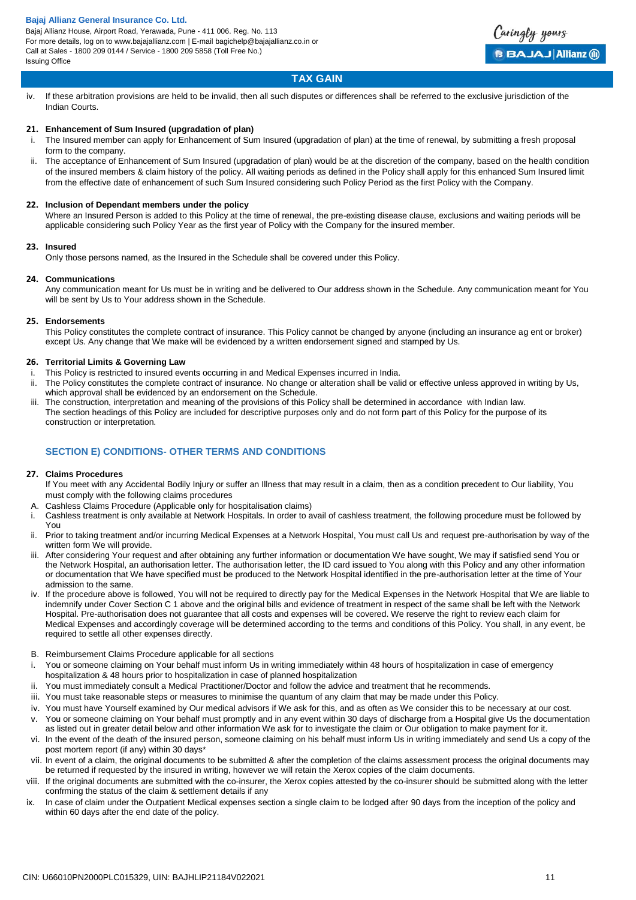iv. If these arbitration provisions are held to be invalid, then all such disputes or differences shall be referred to the exclusive jurisdiction of the Indian Courts.

**21. Enhancement of Sum Insured (upgradation of plan)**

i. The Insured member can apply for Enhancement of Sum Insured (upgradation of plan) at the time of renewal, by submitting a fresh proposal form to the company.

ii. The acceptance of Enhancement of Sum Insured (upgradation of plan) would be at the discretion of the company, based on the health condition of the insured members & claim history of the policy. All waiting periods as defined in the Policy shall apply for this enhanced Sum Insured limit from the effective date of enhancement of such Sum Insured considering such Policy Period as the first Policy with the Company.

**22. Inclusion of Dependant members under the policy**

Where an Insured Person is added to this Policy at the time of renewal, the pre-existing disease clause, exclusions and waiting periods will be applicable considering such Policy Year as the first year of Policy with the Company for the insured member.

**23. Insured**

Only those persons named, as the Insured in the Schedule shall be covered under this Policy.

**24. Communications**

Any communication meant for Us must be in writing and be delivered to Our address shown in the Schedule. Any communication meant for You will be sent by Us to Your address shown in the Schedule.

**25. Endorsements**

This Policy constitutes the complete contract of insurance. This Policy cannot be changed by anyone (including an insurance ag ent or broker) except Us. Any change that We make will be evidenced by a written endorsement signed and stamped by Us.

**26. Territorial Limits & Governing Law**

i. This Policy is restricted to insured events occurring in and Medical Expenses incurred in India.

ii. The Policy constitutes the complete contract of insurance. No change or alteration shall be valid or effective unless approved in writing by Us, which approval shall be evidenced by an endorsement on the Schedule.

iii. The construction, interpretation and meaning of the provisions of this Policy shall be determined in accordance with Indian law. The section headings of this Policy are included for descriptive purposes only and do not form part of this Policy for the purpose of its construction or interpretation.

## SECTION E) CONDITIONS- OTHER TERMS AND CONDITIONS

**27. Claims Procedures**

If You meet with any Accidental Bodily Injury or suffer an Illness that may result in a claim, then as a condition precedent to Our liability, You must comply with the following claims procedures

A. Cashless Claims Procedure (Applicable only for hospitalisation claims)

i. Cashless treatment is only available at Network Hospitals. In order to avail of cashless treatment, the following procedure must be followed by You

ii. Prior to taking treatment and/or incurring Medical Expenses at a Network Hospital, You must call Us and request pre-authorisation by way of the written form We will provide.

iii. After considering Your request and after obtaining any further information or documentation We have sought, We may if satisfied send You or the Network Hospital, an authorisation letter. The authorisation letter, the ID card issued to You along with this Policy and any other information or documentation that We have specified must be produced to the Network Hospital identified in the pre-authorisation letter at the time of Your admission to the same.

iv. If the procedure above is followed, You will not be required to directly pay for the Medical Expenses in the Network Hospital that We are liable to indemnify under Cover Section C 1 above and the original bills and evidence of treatment in respect of the same shall be left with the Network Hospital. Pre-authorisation does not guarantee that all costs and expenses will be covered. We reserve the right to review each claim for Medical Expenses and accordingly coverage will be determined according to the terms and conditions of this Policy. You shall, in any event, be required to settle all other expenses directly.

B. Reimbursement Claims Procedure applicable for all sections

i. You or someone claiming on Your behalf must inform Us in writing immediately within 48 hours of hospitalization in case of emergency hospitalization & 48 hours prior to hospitalization in case of planned hospitalization

ii. You must immediately consult a Medical Practitioner/Doctor and follow the advice and treatment that he recommends.

iii. You must take reasonable steps or measures to minimise the quantum of any claim that may be made under this Policy.

iv. You must have Yourself examined by Our medical advisors if We ask for this, and as often as We consider this to be necessary at our cost.

v. You or someone claiming on Your behalf must promptly and in any event within 30 days of discharge from a Hospital give Us the documentation as listed out in greater detail below and other information We ask for to investigate the claim or Our obligation to make payment for it.

vi. In the event of the death of the insured person, someone claiming on his behalf must inform Us in writing immediately and send Us a copy of the post mortem report (if any) within 30 days*

vii. In event of a claim, the original documents to be submitted & after the completion of the claims assessment process the original documents may be returned if requested by the insured in writing, however we will retain the Xerox copies of the claim documents.

viii. If the original documents are submitted with the co-insurer, the Xerox copies attested by the co-insurer should be submitted along with the letter confrming the status of the claim & settlement details if any

ix. In case of claim under the Outpatient Medical expenses section a single claim to be lodged after 90 days from the inception of the policy and within 60 days after the end date of the policy.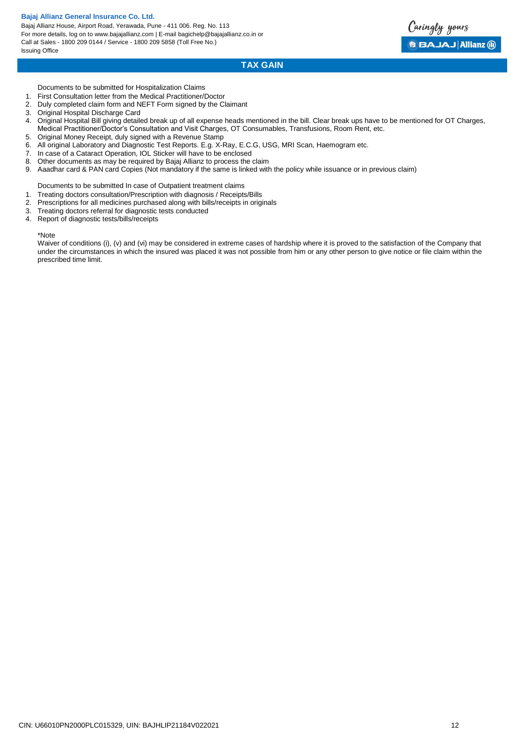## TAX GAIN

Documents to be submitted for Hospitalization Claims

1. First Consultation letter from the Medical Practitioner/Doctor
2. Duly completed claim form and NEFT Form signed by the Claimant
3. Original Hospital Discharge Card
4. Original Hospital Bill giving detailed break up of all expense heads mentioned in the bill. Clear break ups have to be mentioned for OT Charges, Medical Practitioner/Doctor's Consultation and Visit Charges, OT Consumables, Transfusions, Room Rent, etc.
5. Original Money Receipt, duly signed with a Revenue Stamp
6. All original Laboratory and Diagnostic Test Reports. E.g. X-Ray, E.C.G, USG, MRI Scan, Haemogram etc.
7. In case of a Cataract Operation, IOL Sticker will have to be enclosed
8. Other documents as may be required by Bajaj Allianz to process the claim
9. Aaadhar card & PAN card Copies (Not mandatory if the same is linked with the policy while issuance or in previous claim)

Documents to be submitted In case of Outpatient treatment claims

1. Treating doctors consultation/Prescription with diagnosis / Receipts/Bills
2. Prescriptions for all medicines purchased along with bills/receipts in originals
3. Treating doctors referral for diagnostic tests conducted
4. Report of diagnostic tests/bills/receipts

*Note

Waiver of conditions (i), (v) and (vi) may be considered in extreme cases of hardship where it is proved to the satisfaction of the Company that under the circumstances in which the insured was placed it was not possible from him or any other person to give notice or file claim within the prescribed time limit.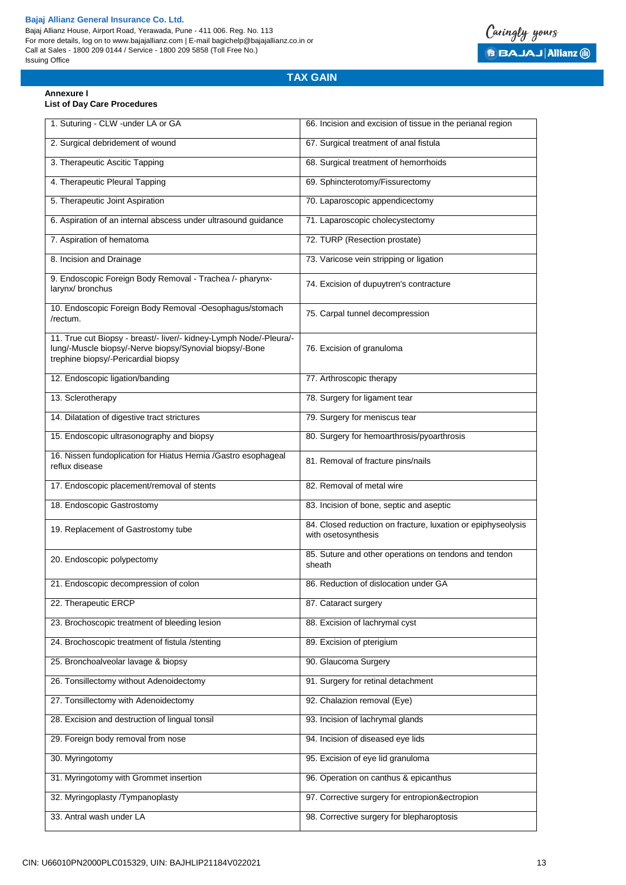## TAX GAIN

**Annexure I**

**List of Day Care Procedures**

| | |
|---|---|
| 1. Suturing - CLW -under LA or GA | 66. Incision and excision of tissue in the perianal region |
| 2. Surgical debridement of wound | 67. Surgical treatment of anal fistula |
| 3. Therapeutic Ascitic Tapping | 68. Surgical treatment of hemorrhoids |
| 4. Therapeutic Pleural Tapping | 69. Sphincterotomy/Fissurectomy |
| 5. Therapeutic Joint Aspiration | 70. Laparoscopic appendicectomy |
| 6. Aspiration of an internal abscess under ultrasound guidance | 71. Laparoscopic cholecystectomy |
| 7. Aspiration of hematoma | 72. TURP (Resection prostate) |
| 8. Incision and Drainage | 73. Varicose vein stripping or ligation |
| 9. Endoscopic Foreign Body Removal - Trachea /- pharynx-larynx/ bronchus | 74. Excision of dupuytren's contracture |
| 10. Endoscopic Foreign Body Removal -Oesophagus/stomach /rectum. | 75. Carpal tunnel decompression |
| 11. True cut Biopsy - breast/- liver/- kidney-Lymph Node/-Pleura/-lung/-Muscle biopsy/-Nerve biopsy/Synovial biopsy/-Bone trephine biopsy/-Pericardial biopsy | 76. Excision of granuloma |
| 12. Endoscopic ligation/banding | 77. Arthroscopic therapy |
| 13. Sclerotherapy | 78. Surgery for ligament tear |
| 14. Dilatation of digestive tract strictures | 79. Surgery for meniscus tear |
| 15. Endoscopic ultrasonography and biopsy | 80. Surgery for hemoarthrosis/pyoarthrosis |
| 16. Nissen fundoplication for Hiatus Hernia /Gastro esophageal reflux disease | 81. Removal of fracture pins/nails |
| 17. Endoscopic placement/removal of stents | 82. Removal of metal wire |
| 18. Endoscopic Gastrostomy | 83. Incision of bone, septic and aseptic |
| 19. Replacement of Gastrostomy tube | 84. Closed reduction on fracture, luxation or epiphyseolysis with osetosynthesis |
| 20. Endoscopic polypectomy | 85. Suture and other operations on tendons and tendon sheath |
| 21. Endoscopic decompression of colon | 86. Reduction of dislocation under GA |
| 22. Therapeutic ERCP | 87. Cataract surgery |
| 23. Brochoscopic treatment of bleeding lesion | 88. Excision of lachrymal cyst |
| 24. Brochoscopic treatment of fistula /stenting | 89. Excision of pterigium |
| 25. Bronchoalveolar lavage & biopsy | 90. Glaucoma Surgery |
| 26. Tonsillectomy without Adenoidectomy | 91. Surgery for retinal detachment |
| 27. Tonsillectomy with Adenoidectomy | 92. Chalazion removal (Eye) |
| 28. Excision and destruction of lingual tonsil | 93. Incision of lachrymal glands |
| 29. Foreign body removal from nose | 94. Incision of diseased eye lids |
| 30. Myringotomy | 95. Excision of eye lid granuloma |
| 31. Myringotomy with Grommet insertion | 96. Operation on canthus & epicanthus |
| 32. Myringoplasty /Tympanoplasty | 97. Corrective surgery for entropion&ectropion |
| 33. Antral wash under LA | 98. Corrective surgery for blepharoptosis |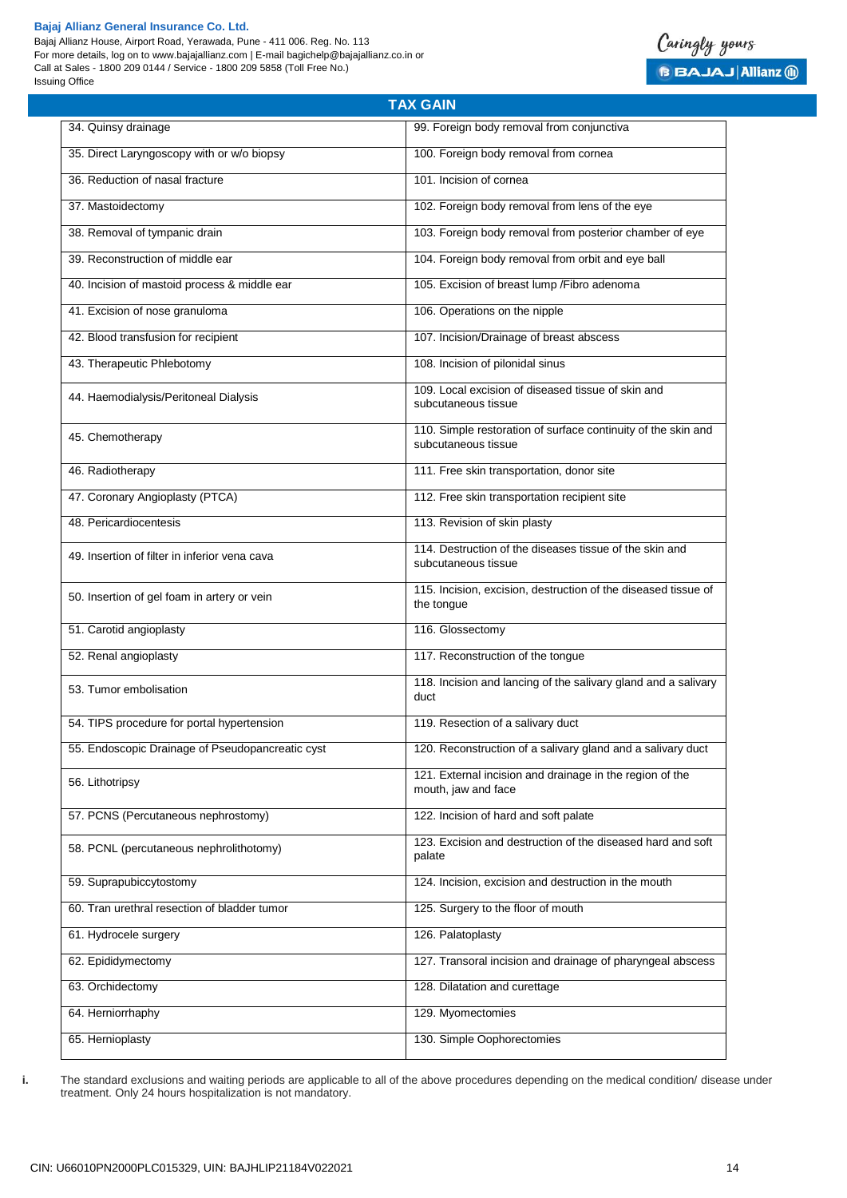## TAX GAIN

| | |
|---|---|
| 34. Quinsy drainage | 99. Foreign body removal from conjunctiva |
| 35. Direct Laryngoscopy with or w/o biopsy | 100. Foreign body removal from cornea |
| 36. Reduction of nasal fracture | 101. Incision of cornea |
| 37. Mastoidectomy | 102. Foreign body removal from lens of the eye |
| 38. Removal of tympanic drain | 103. Foreign body removal from posterior chamber of eye |
| 39. Reconstruction of middle ear | 104. Foreign body removal from orbit and eye ball |
| 40. Incision of mastoid process & middle ear | 105. Excision of breast lump /Fibro adenoma |
| 41. Excision of nose granuloma | 106. Operations on the nipple |
| 42. Blood transfusion for recipient | 107. Incision/Drainage of breast abscess |
| 43. Therapeutic Phlebotomy | 108. Incision of pilonidal sinus |
| 44. Haemodialysis/Peritoneal Dialysis | 109. Local excision of diseased tissue of skin and subcutaneous tissue |
| 45. Chemotherapy | 110. Simple restoration of surface continuity of the skin and subcutaneous tissue |
| 46. Radiotherapy | 111. Free skin transportation, donor site |
| 47. Coronary Angioplasty (PTCA) | 112. Free skin transportation recipient site |
| 48. Pericardiocentesis | 113. Revision of skin plasty |
| 49. Insertion of filter in inferior vena cava | 114. Destruction of the diseases tissue of the skin and subcutaneous tissue |
| 50. Insertion of gel foam in artery or vein | 115. Incision, excision, destruction of the diseased tissue of the tongue |
| 51. Carotid angioplasty | 116. Glossectomy |
| 52. Renal angioplasty | 117. Reconstruction of the tongue |
| 53. Tumor embolisation | 118. Incision and lancing of the salivary gland and a salivary duct |
| 54. TIPS procedure for portal hypertension | 119. Resection of a salivary duct |
| 55. Endoscopic Drainage of Pseudopancreatic cyst | 120. Reconstruction of a salivary gland and a salivary duct |
| 56. Lithotripsy | 121. External incision and drainage in the region of the mouth, jaw and face |
| 57. PCNS (Percutaneous nephrostomy) | 122. Incision of hard and soft palate |
| 58. PCNL (percutaneous nephrolithotomy) | 123. Excision and destruction of the diseased hard and soft palate |
| 59. Suprapubiccytostomy | 124. Incision, excision and destruction in the mouth |
| 60. Tran urethral resection of bladder tumor | 125. Surgery to the floor of mouth |
| 61. Hydrocele surgery | 126. Palatoplasty |
| 62. Epididymectomy | 127. Transoral incision and drainage of pharyngeal abscess |
| 63. Orchidectomy | 128. Dilatation and curettage |
| 64. Herniorrhaphy | 129. Myomectomies |
| 65. Hernioplasty | 130. Simple Oophorectomies |

i. The standard exclusions and waiting periods are applicable to all of the above procedures depending on the medical condition/ disease under treatment. Only 24 hours hospitalization is not mandatory.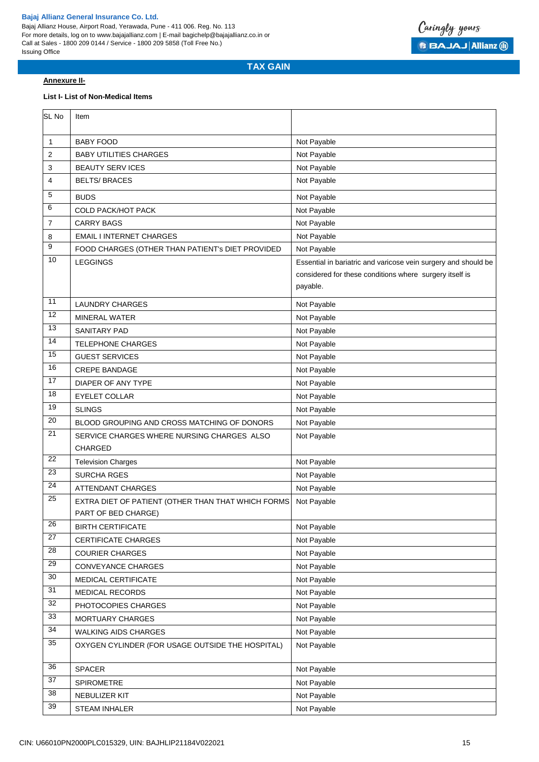**TAX GAIN**

**Annexure II-**

**List I- List of Non-Medical Items**

| SL No | Item | |
|---|---|---|
| 1 | BABY FOOD | Not Payable |
| 2 | BABY UTILITIES CHARGES | Not Payable |
| 3 | BEAUTY SERV ICES | Not Payable |
| 4 | BELTS/ BRACES | Not Payable |
| 5 | BUDS | Not Payable |
| 6 | COLD PACK/HOT PACK | Not Payable |
| 7 | CARRY BAGS | Not Payable |
| 8 | EMAIL I INTERNET CHARGES | Not Payable |
| 9 | FOOD CHARGES (OTHER THAN PATIENT's DIET PROVIDED | Not Payable |
| 10 | LEGGINGS | Essential in bariatric and varicose vein surgery and should be considered for these conditions where surgery itself is payable. |
| 11 | LAUNDRY CHARGES | Not Payable |
| 12 | MINERAL WATER | Not Payable |
| 13 | SANITARY PAD | Not Payable |
| 14 | TELEPHONE CHARGES | Not Payable |
| 15 | GUEST SERVICES | Not Payable |
| 16 | CREPE BANDAGE | Not Payable |
| 17 | DIAPER OF ANY TYPE | Not Payable |
| 18 | EYELET COLLAR | Not Payable |
| 19 | SLINGS | Not Payable |
| 20 | BLOOD GROUPING AND CROSS MATCHING OF DONORS | Not Payable |
| 21 | SERVICE CHARGES WHERE NURSING CHARGES ALSO CHARGED | Not Payable |
| 22 | Television Charges | Not Payable |
| 23 | SURCHA RGES | Not Payable |
| 24 | ATTENDANT CHARGES | Not Payable |
| 25 | EXTRA DIET OF PATIENT (OTHER THAN THAT WHICH FORMS PART OF BED CHARGE) | Not Payable |
| 26 | BIRTH CERTIFICATE | Not Payable |
| 27 | CERTIFICATE CHARGES | Not Payable |
| 28 | COURIER CHARGES | Not Payable |
| 29 | CONVEYANCE CHARGES | Not Payable |
| 30 | MEDICAL CERTIFICATE | Not Payable |
| 31 | MEDICAL RECORDS | Not Payable |
| 32 | PHOTOCOPIES CHARGES | Not Payable |
| 33 | MORTUARY CHARGES | Not Payable |
| 34 | WALKING AIDS CHARGES | Not Payable |
| 35 | OXYGEN CYLINDER (FOR USAGE OUTSIDE THE HOSPITAL) | Not Payable |
| 36 | SPACER | Not Payable |
| 37 | SPIROMETRE | Not Payable |
| 38 | NEBULIZER KIT | Not Payable |
| 39 | STEAM INHALER | Not Payable |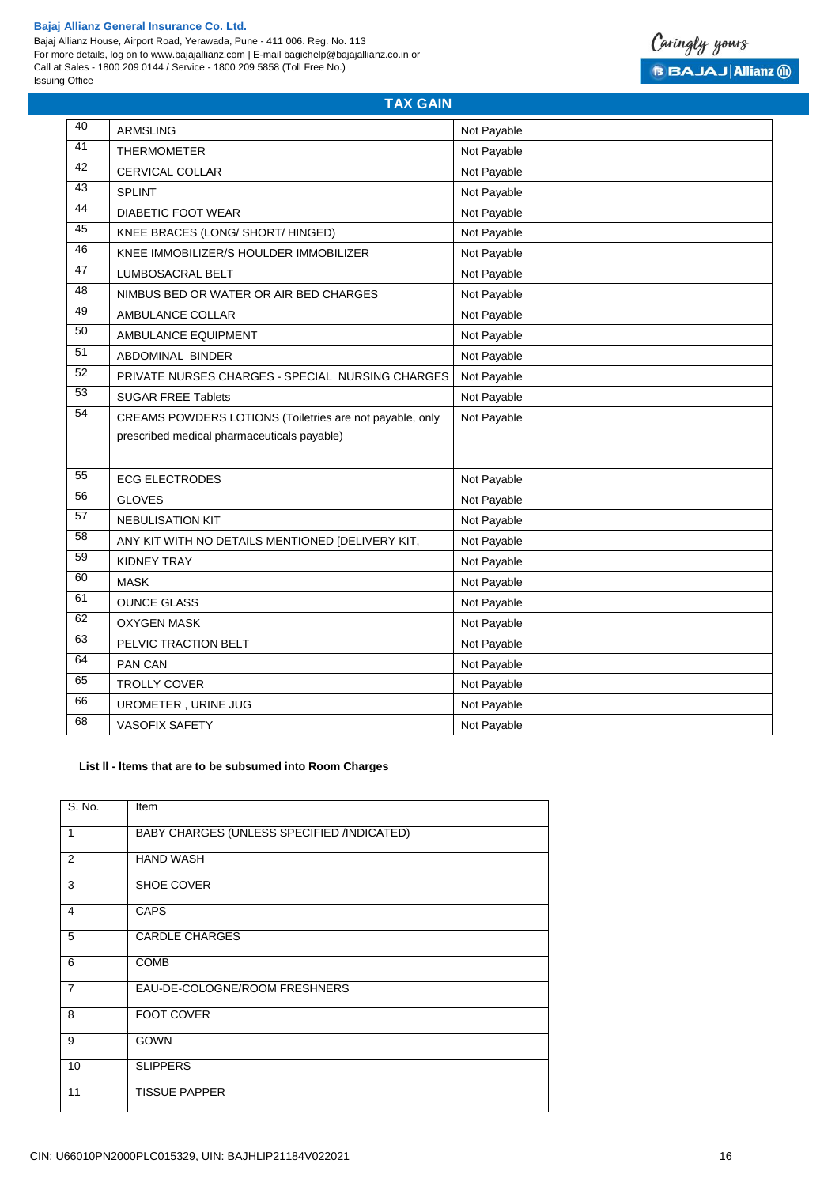## TAX GAIN

| | | |
|---|---|---|
| 40 | ARMSLING | Not Payable |
| 41 | THERMOMETER | Not Payable |
| 42 | CERVICAL COLLAR | Not Payable |
| 43 | SPLINT | Not Payable |
| 44 | DIABETIC FOOT WEAR | Not Payable |
| 45 | KNEE BRACES (LONG/ SHORT/ HINGED) | Not Payable |
| 46 | KNEE IMMOBILIZER/S HOULDER IMMOBILIZER | Not Payable |
| 47 | LUMBOSACRAL BELT | Not Payable |
| 48 | NIMBUS BED OR WATER OR AIR BED CHARGES | Not Payable |
| 49 | AMBULANCE COLLAR | Not Payable |
| 50 | AMBULANCE EQUIPMENT | Not Payable |
| 51 | ABDOMINAL BINDER | Not Payable |
| 52 | PRIVATE NURSES CHARGES - SPECIAL NURSING CHARGES | Not Payable |
| 53 | SUGAR FREE Tablets | Not Payable |
| 54 | CREAMS POWDERS LOTIONS (Toiletries are not payable, only prescribed medical pharmaceuticals payable) | Not Payable |
| 55 | ECG ELECTRODES | Not Payable |
| 56 | GLOVES | Not Payable |
| 57 | NEBULISATION KIT | Not Payable |
| 58 | ANY KIT WITH NO DETAILS MENTIONED [DELIVERY KIT, | Not Payable |
| 59 | KIDNEY TRAY | Not Payable |
| 60 | MASK | Not Payable |
| 61 | OUNCE GLASS | Not Payable |
| 62 | OXYGEN MASK | Not Payable |
| 63 | PELVIC TRACTION BELT | Not Payable |
| 64 | PAN CAN | Not Payable |
| 65 | TROLLY COVER | Not Payable |
| 66 | UROMETER , URINE JUG | Not Payable |
| 68 | VASOFIX SAFETY | Not Payable |

**List II - Items that are to be subsumed into Room Charges**

| S. No. | Item |
|---|---|
| 1 | BABY CHARGES (UNLESS SPECIFIED /INDICATED) |
| 2 | HAND WASH |
| 3 | SHOE COVER |
| 4 | CAPS |
| 5 | CARDLE CHARGES |
| 6 | COMB |
| 7 | EAU-DE-COLOGNE/ROOM FRESHNERS |
| 8 | FOOT COVER |
| 9 | GOWN |
| 10 | SLIPPERS |
| 11 | TISSUE PAPPER |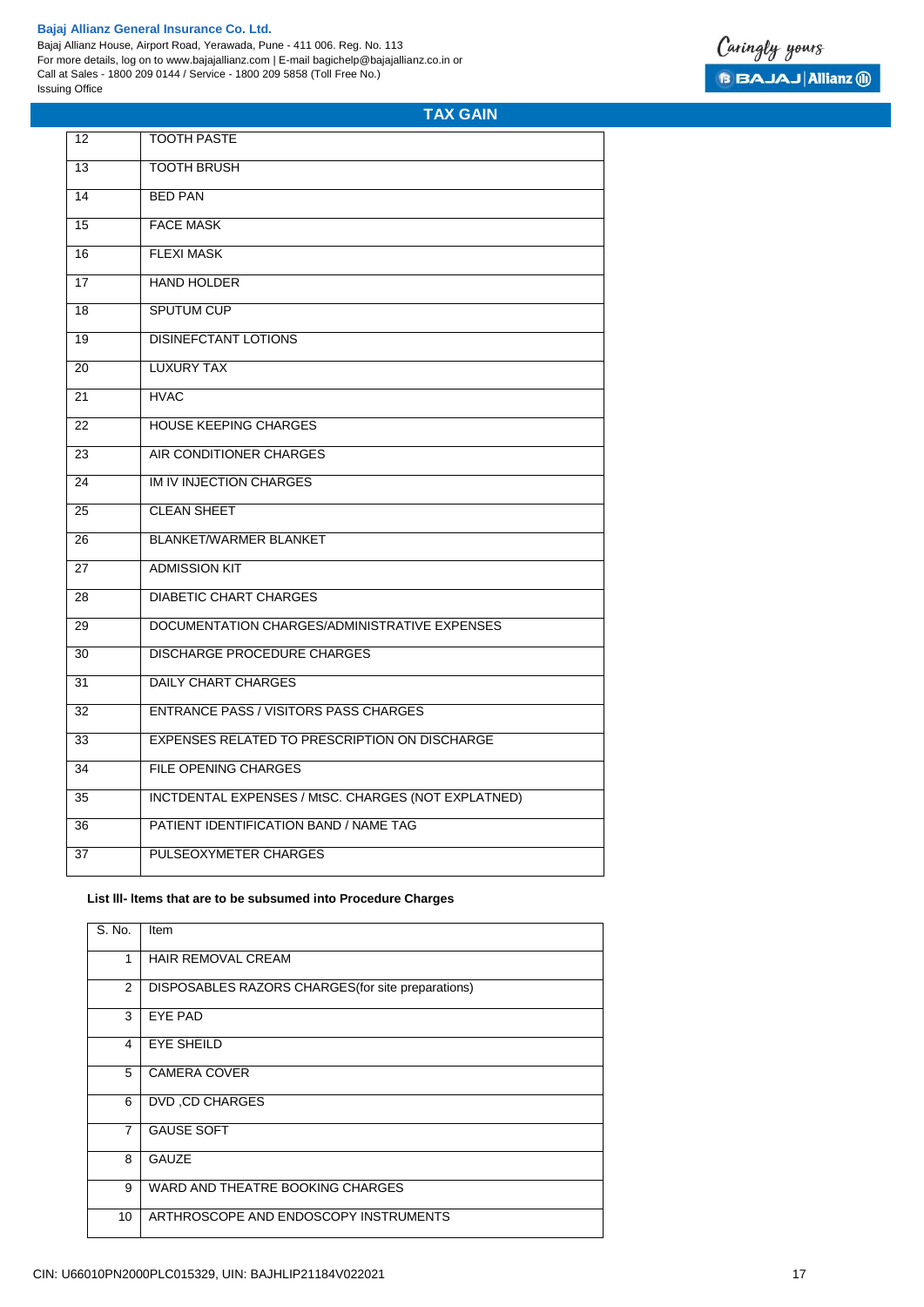## TAX GAIN

| | |
|---|---|
| 12 | TOOTH PASTE |
| 13 | TOOTH BRUSH |
| 14 | BED PAN |
| 15 | FACE MASK |
| 16 | FLEXI MASK |
| 17 | HAND HOLDER |
| 18 | SPUTUM CUP |
| 19 | DISINEFCTANT LOTIONS |
| 20 | LUXURY TAX |
| 21 | HVAC |
| 22 | HOUSE KEEPING CHARGES |
| 23 | AIR CONDITIONER CHARGES |
| 24 | IM IV INJECTION CHARGES |
| 25 | CLEAN SHEET |
| 26 | BLANKET/WARMER BLANKET |
| 27 | ADMISSION KIT |
| 28 | DIABETIC CHART CHARGES |
| 29 | DOCUMENTATION CHARGES/ADMINISTRATIVE EXPENSES |
| 30 | DISCHARGE PROCEDURE CHARGES |
| 31 | DAILY CHART CHARGES |
| 32 | ENTRANCE PASS / VISITORS PASS CHARGES |
| 33 | EXPENSES RELATED TO PRESCRIPTION ON DISCHARGE |
| 34 | FILE OPENING CHARGES |
| 35 | INCTDENTAL EXPENSES / MtSC. CHARGES (NOT EXPLATNED) |
| 36 | PATIENT IDENTIFICATION BAND / NAME TAG |
| 37 | PULSEOXYMETER CHARGES |

**List lll- Items that are to be subsumed into Procedure Charges**

| S. No. | Item |
|---|---|
| 1 | HAIR REMOVAL CREAM |
| 2 | DISPOSABLES RAZORS CHARGES(for site preparations) |
| 3 | EYE PAD |
| 4 | EYE SHEILD |
| 5 | CAMERA COVER |
| 6 | DVD ,CD CHARGES |
| 7 | GAUSE SOFT |
| 8 | GAUZE |
| 9 | WARD AND THEATRE BOOKING CHARGES |
| 10 | ARTHROSCOPE AND ENDOSCOPY INSTRUMENTS |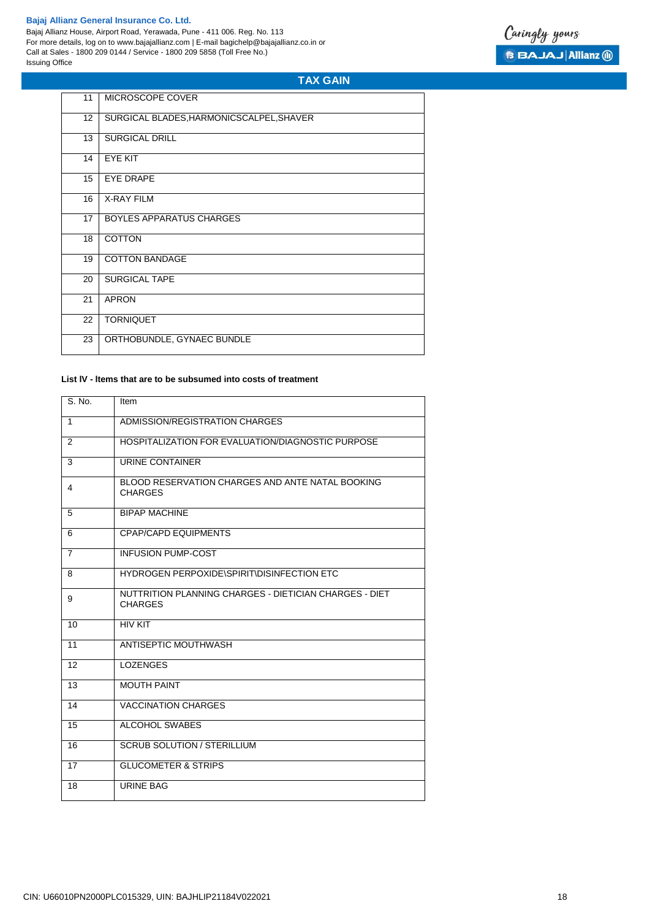## TAX GAIN

| | |
|---|---|
| 11 | MICROSCOPE COVER |
| 12 | SURGICAL BLADES,HARMONICSCALPEL,SHAVER |
| 13 | SURGICAL DRILL |
| 14 | EYE KIT |
| 15 | EYE DRAPE |
| 16 | X-RAY FILM |
| 17 | BOYLES APPARATUS CHARGES |
| 18 | COTTON |
| 19 | COTTON BANDAGE |
| 20 | SURGICAL TAPE |
| 21 | APRON |
| 22 | TORNIQUET |
| 23 | ORTHOBUNDLE, GYNAEC BUNDLE |

**List IV - Items that are to be subsumed into costs of treatment**

| S. No. | Item |
|---|---|
| 1 | ADMISSION/REGISTRATION CHARGES |
| 2 | HOSPITALIZATION FOR EVALUATION/DIAGNOSTIC PURPOSE |
| 3 | URINE CONTAINER |
| 4 | BLOOD RESERVATION CHARGES AND ANTE NATAL BOOKING CHARGES |
| 5 | BIPAP MACHINE |
| 6 | CPAP/CAPD EQUIPMENTS |
| 7 | INFUSION PUMP-COST |
| 8 | HYDROGEN PERPOXIDE\SPIRIT\DISINFECTION ETC |
| 9 | NUTTRITION PLANNING CHARGES - DIETICIAN CHARGES - DIET CHARGES |
| 10 | HIV KIT |
| 11 | ANTISEPTIC MOUTHWASH |
| 12 | LOZENGES |
| 13 | MOUTH PAINT |
| 14 | VACCINATION CHARGES |
| 15 | ALCOHOL SWABES |
| 16 | SCRUB SOLUTION / STERILLIUM |
| 17 | GLUCOMETER & STRIPS |
| 18 | URINE BAG |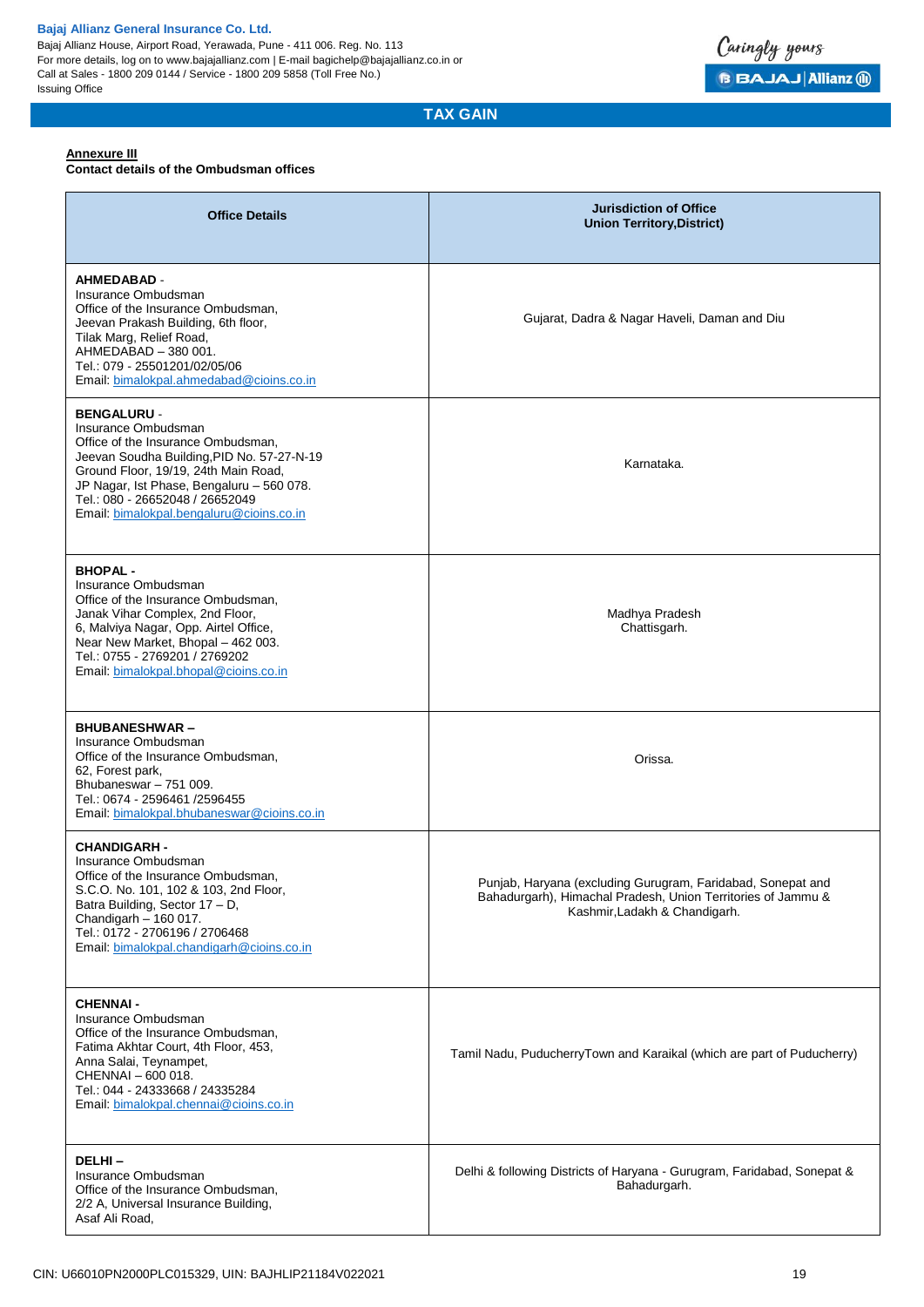**Annexure III**

**Contact details of the Ombudsman offices**

| Office Details | Jurisdiction of Office Union Territory,District) |
|---|---|
| **AHMEDABAD** - Insurance Ombudsman Office of the Insurance Ombudsman, Jeevan Prakash Building, 6th floor, Tilak Marg, Relief Road, AHMEDABAD – 380 001. Tel.: 079 - 25501201/02/05/06 Email: bimalokpal.ahmedabad@cioins.co.in | Gujarat, Dadra & Nagar Haveli, Daman and Diu |
| **BENGALURU** - Insurance Ombudsman Office of the Insurance Ombudsman, Jeevan Soudha Building,PID No. 57-27-N-19 Ground Floor, 19/19, 24th Main Road, JP Nagar, Ist Phase, Bengaluru – 560 078. Tel.: 080 - 26652048 / 26652049 Email: bimalokpal.bengaluru@cioins.co.in | Karnataka. |
| **BHOPAL** - Insurance Ombudsman Office of the Insurance Ombudsman, Janak Vihar Complex, 2nd Floor, 6, Malviya Nagar, Opp. Airtel Office, Near New Market, Bhopal – 462 003. Tel.: 0755 - 2769201 / 2769202 Email: bimalokpal.bhopal@cioins.co.in | Madhya Pradesh Chattisgarh. |
| **BHUBANESHWAR** – Insurance Ombudsman Office of the Insurance Ombudsman, 62, Forest park, Bhubaneswar – 751 009. Tel.: 0674 - 2596461 /2596455 Email: bimalokpal.bhubaneswar@cioins.co.in | Orissa. |
| **CHANDIGARH** - Insurance Ombudsman Office of the Insurance Ombudsman, S.C.O. No. 101, 102 & 103, 2nd Floor, Batra Building, Sector 17 – D, Chandigarh – 160 017. Tel.: 0172 - 2706196 / 2706468 Email: bimalokpal.chandigarh@cioins.co.in | Punjab, Haryana (excluding Gurugram, Faridabad, Sonepat and Bahadurgarh), Himachal Pradesh, Union Territories of Jammu & Kashmir,Ladakh & Chandigarh. |
| **CHENNAI** - Insurance Ombudsman Office of the Insurance Ombudsman, Fatima Akhtar Court, 4th Floor, 453, Anna Salai, Teynampet, CHENNAI – 600 018. Tel.: 044 - 24333668 / 24335284 Email: bimalokpal.chennai@cioins.co.in | Tamil Nadu, PuducherryTown and Karaikal (which are part of Puducherry) |
| **DELHI** – Insurance Ombudsman Office of the Insurance Ombudsman, 2/2 A, Universal Insurance Building, Asaf Ali Road, | Delhi & following Districts of Haryana - Gurugram, Faridabad, Sonepat & Bahadurgarh. |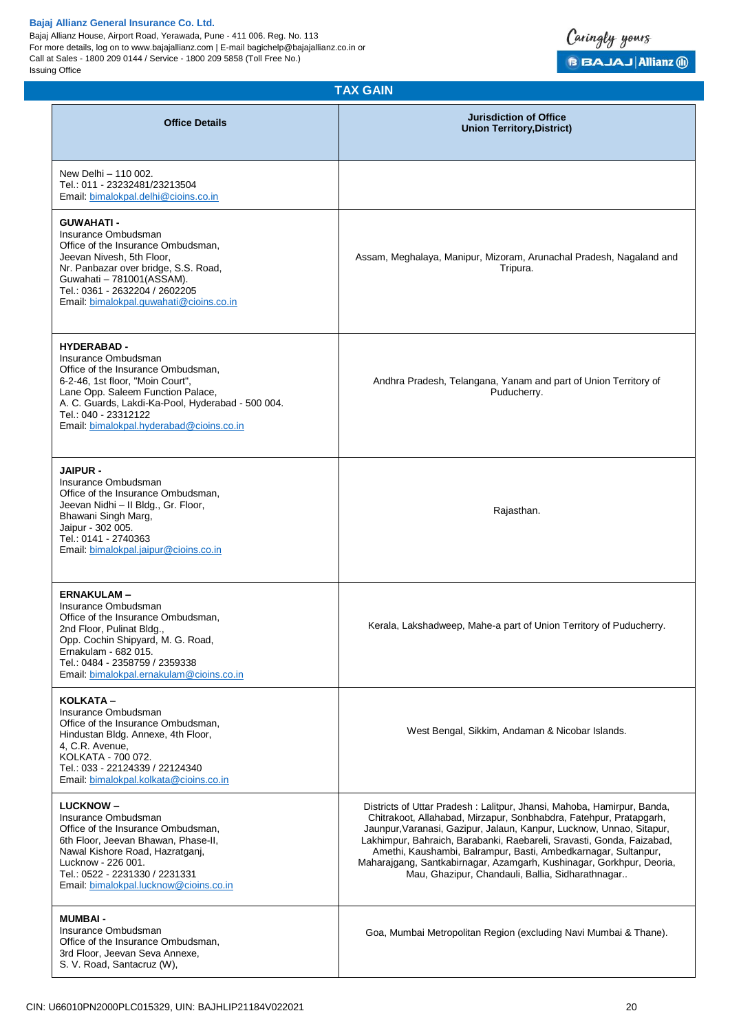## TAX GAIN

| Office Details | Jurisdiction of Office Union Territory,District) |
|---|---|
| New Delhi – 110 002.<br>Tel.: 011 - 23232481/23213504<br>Email: bimalokpal.delhi@cioins.co.in | |
| **GUWAHATI -**<br>Insurance Ombudsman<br>Office of the Insurance Ombudsman,<br>Jeevan Nivesh, 5th Floor,<br>Nr. Panbazar over bridge, S.S. Road,<br>Guwahati – 781001(ASSAM).<br>Tel.: 0361 - 2632204 / 2602205<br>Email: bimalokpal.guwahati@cioins.co.in | Assam, Meghalaya, Manipur, Mizoram, Arunachal Pradesh, Nagaland and Tripura. |
| **HYDERABAD -**<br>Insurance Ombudsman<br>Office of the Insurance Ombudsman,<br>6-2-46, 1st floor, "Moin Court",<br>Lane Opp. Saleem Function Palace,<br>A. C. Guards, Lakdi-Ka-Pool, Hyderabad - 500 004.<br>Tel.: 040 - 23312122<br>Email: bimalokpal.hyderabad@cioins.co.in | Andhra Pradesh, Telangana, Yanam and part of Union Territory of Puducherry. |
| **JAIPUR -**<br>Insurance Ombudsman<br>Office of the Insurance Ombudsman,<br>Jeevan Nidhi – II Bldg., Gr. Floor,<br>Bhawani Singh Marg,<br>Jaipur - 302 005.<br>Tel.: 0141 - 2740363<br>Email: bimalokpal.jaipur@cioins.co.in | Rajasthan. |
| **ERNAKULAM –**<br>Insurance Ombudsman<br>Office of the Insurance Ombudsman,<br>2nd Floor, Pulinat Bldg.,<br>Opp. Cochin Shipyard, M. G. Road,<br>Ernakulam - 682 015.<br>Tel.: 0484 - 2358759 / 2359338<br>Email: bimalokpal.ernakulam@cioins.co.in | Kerala, Lakshadweep, Mahe-a part of Union Territory of Puducherry. |
| **KOLKATA –**<br>Insurance Ombudsman<br>Office of the Insurance Ombudsman,<br>Hindustan Bldg. Annexe, 4th Floor,<br>4, C.R. Avenue,<br>KOLKATA - 700 072.<br>Tel.: 033 - 22124339 / 22124340<br>Email: bimalokpal.kolkata@cioins.co.in | West Bengal, Sikkim, Andaman & Nicobar Islands. |
| **LUCKNOW –**<br>Insurance Ombudsman<br>Office of the Insurance Ombudsman,<br>6th Floor, Jeevan Bhawan, Phase-II,<br>Nawal Kishore Road, Hazratganj,<br>Lucknow - 226 001.<br>Tel.: 0522 - 2231330 / 2231331<br>Email: bimalokpal.lucknow@cioins.co.in | Districts of Uttar Pradesh : Lalitpur, Jhansi, Mahoba, Hamirpur, Banda, Chitrakoot, Allahabad, Mirzapur, Sonbhabdra, Fatehpur, Pratapgarh, Jaunpur,Varanasi, Gazipur, Jalaun, Kanpur, Lucknow, Unnao, Sitapur, Lakhimpur, Bahraich, Barabanki, Raebareli, Sravasti, Gonda, Faizabad, Amethi, Kaushambi, Balrampur, Basti, Ambedkarnagar, Sultanpur, Maharajgang, Santkabirnagar, Azamgarh, Kushinagar, Gorkhpur, Deoria, Mau, Ghazipur, Chandauli, Ballia, Sidharathnagar.. |
| **MUMBAI -**<br>Insurance Ombudsman<br>Office of the Insurance Ombudsman,<br>3rd Floor, Jeevan Seva Annexe,<br>S. V. Road, Santacruz (W), | Goa, Mumbai Metropolitan Region (excluding Navi Mumbai & Thane). |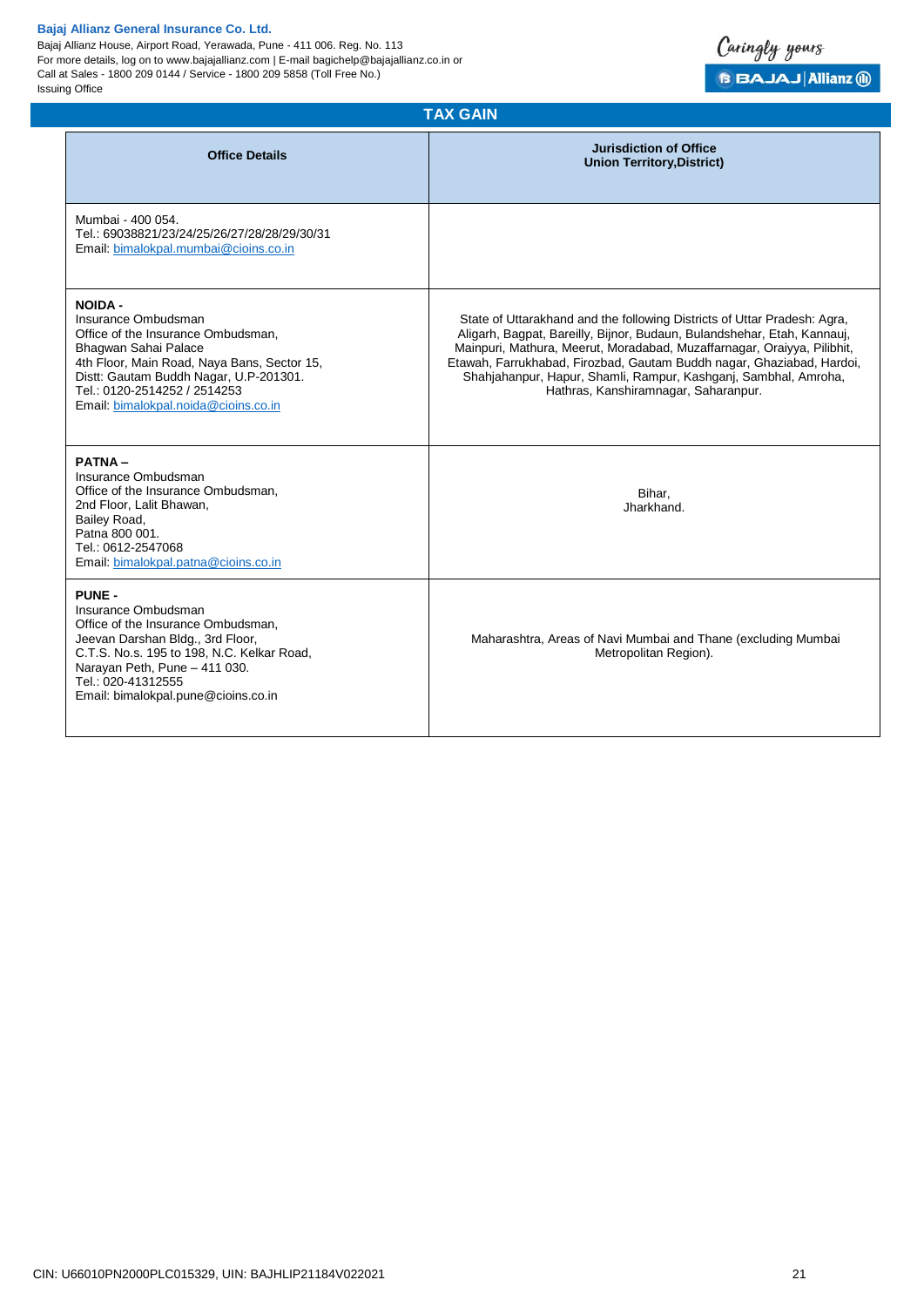## TAX GAIN

| Office Details | Jurisdiction of Office<br>Union Territory,District) |
|---|---|
| Mumbai - 400 054.<br>Tel.: 69038821/23/24/25/26/27/28/28/29/30/31<br>Email: bimalokpal.mumbai@cioins.co.in | |
| **NOIDA -**<br>Insurance Ombudsman<br>Office of the Insurance Ombudsman,<br>Bhagwan Sahai Palace<br>4th Floor, Main Road, Naya Bans, Sector 15,<br>Distt: Gautam Buddh Nagar, U.P-201301.<br>Tel.: 0120-2514252 / 2514253<br>Email: bimalokpal.noida@cioins.co.in | State of Uttarakhand and the following Districts of Uttar Pradesh: Agra, Aligarh, Bagpat, Bareilly, Bijnor, Budaun, Bulandshehar, Etah, Kannauj, Mainpuri, Mathura, Meerut, Moradabad, Muzaffarnagar, Oraiyya, Pilibhit, Etawah, Farrukhabad, Firozbad, Gautam Buddh nagar, Ghaziabad, Hardoi, Shahjahanpur, Hapur, Shamli, Rampur, Kashganj, Sambhal, Amroha, Hathras, Kanshiramnagar, Saharanpur. |
| **PATNA –**<br>Insurance Ombudsman<br>Office of the Insurance Ombudsman,<br>2nd Floor, Lalit Bhawan,<br>Bailey Road,<br>Patna 800 001.<br>Tel.: 0612-2547068<br>Email: bimalokpal.patna@cioins.co.in | Bihar,<br>Jharkhand. |
| **PUNE -**<br>Insurance Ombudsman<br>Office of the Insurance Ombudsman,<br>Jeevan Darshan Bldg., 3rd Floor,<br>C.T.S. No.s. 195 to 198, N.C. Kelkar Road,<br>Narayan Peth, Pune – 411 030.<br>Tel.: 020-41312555<br>Email: bimalokpal.pune@cioins.co.in | Maharashtra, Areas of Navi Mumbai and Thane (excluding Mumbai Metropolitan Region). |